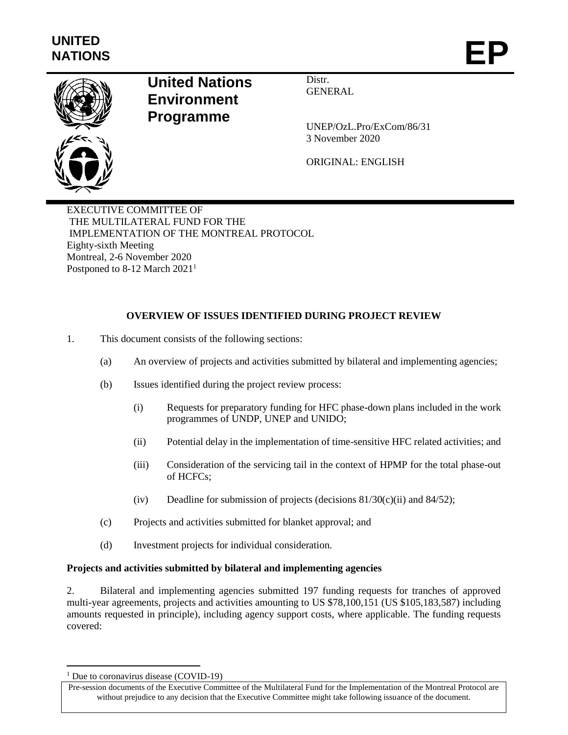UNITED NATIONS

# EP

**United Nations Environment Programme**

Distr.
GENERAL

UNEP/OzL.Pro/ExCom/86/31
3 November 2020

ORIGINAL: ENGLISH

EXECUTIVE COMMITTEE OF
THE MULTILATERAL FUND FOR THE
IMPLEMENTATION OF THE MONTREAL PROTOCOL
Eighty-sixth Meeting
Montreal, 2-6 November 2020
Postponed to 8-12 March 2021[1]

## OVERVIEW OF ISSUES IDENTIFIED DURING PROJECT REVIEW

1. This document consists of the following sections:

   (a) An overview of projects and activities submitted by bilateral and implementing agencies;

   (b) Issues identified during the project review process:

      (i) Requests for preparatory funding for HFC phase-down plans included in the work programmes of UNDP, UNEP and UNIDO;

      (ii) Potential delay in the implementation of time-sensitive HFC related activities; and

      (iii) Consideration of the servicing tail in the context of HPMP for the total phase-out of HCFCs;

      (iv) Deadline for submission of projects (decisions 81/30(c)(ii) and 84/52);

   (c) Projects and activities submitted for blanket approval; and

   (d) Investment projects for individual consideration.

**Projects and activities submitted by bilateral and implementing agencies**

2. Bilateral and implementing agencies submitted 197 funding requests for tranches of approved multi-year agreements, projects and activities amounting to US $78,100,151 (US $105,183,587) including amounts requested in principle), including agency support costs, where applicable. The funding requests covered:

---

[1] Due to coronavirus disease (COVID-19)

Pre-session documents of the Executive Committee of the Multilateral Fund for the Implementation of the Montreal Protocol are without prejudice to any decision that the Executive Committee might take following issuance of the document.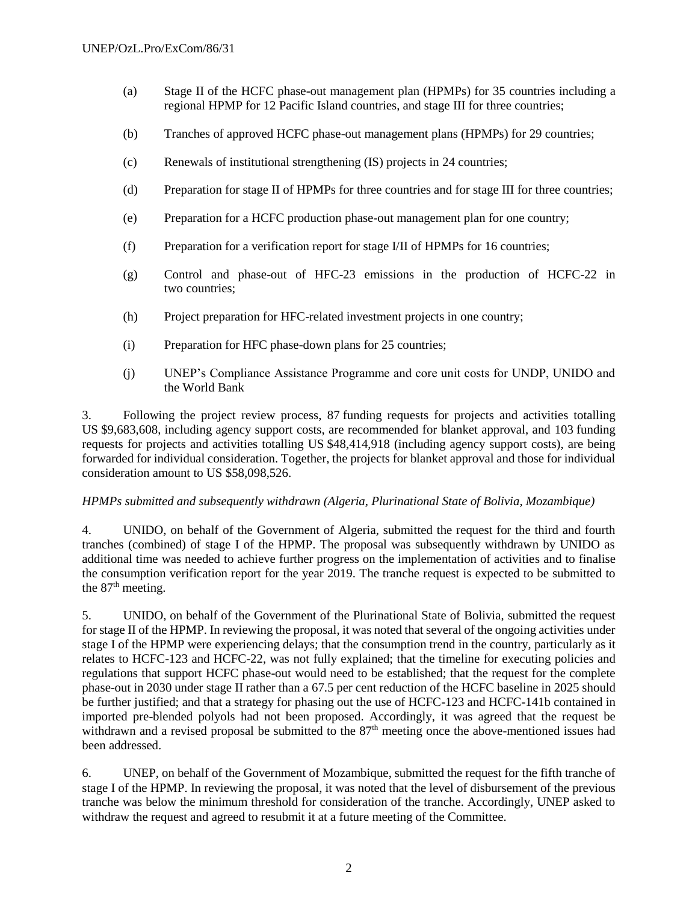(a) Stage II of the HCFC phase-out management plan (HPMPs) for 35 countries including a regional HPMP for 12 Pacific Island countries, and stage III for three countries;

(b) Tranches of approved HCFC phase-out management plans (HPMPs) for 29 countries;

(c) Renewals of institutional strengthening (IS) projects in 24 countries;

(d) Preparation for stage II of HPMPs for three countries and for stage III for three countries;

(e) Preparation for a HCFC production phase-out management plan for one country;

(f) Preparation for a verification report for stage I/II of HPMPs for 16 countries;

(g) Control and phase-out of HFC-23 emissions in the production of HCFC-22 in two countries;

(h) Project preparation for HFC-related investment projects in one country;

(i) Preparation for HFC phase-down plans for 25 countries;

(j) UNEP's Compliance Assistance Programme and core unit costs for UNDP, UNIDO and the World Bank

3. Following the project review process, 87 funding requests for projects and activities totalling US $9,683,608, including agency support costs, are recommended for blanket approval, and 103 funding requests for projects and activities totalling US $48,414,918 (including agency support costs), are being forwarded for individual consideration. Together, the projects for blanket approval and those for individual consideration amount to US $58,098,526.

*HPMPs submitted and subsequently withdrawn (Algeria, Plurinational State of Bolivia, Mozambique)*

4. UNIDO, on behalf of the Government of Algeria, submitted the request for the third and fourth tranches (combined) of stage I of the HPMP. The proposal was subsequently withdrawn by UNIDO as additional time was needed to achieve further progress on the implementation of activities and to finalise the consumption verification report for the year 2019. The tranche request is expected to be submitted to the 87th meeting.

5. UNIDO, on behalf of the Government of the Plurinational State of Bolivia, submitted the request for stage II of the HPMP. In reviewing the proposal, it was noted that several of the ongoing activities under stage I of the HPMP were experiencing delays; that the consumption trend in the country, particularly as it relates to HCFC-123 and HCFC-22, was not fully explained; that the timeline for executing policies and regulations that support HCFC phase-out would need to be established; that the request for the complete phase-out in 2030 under stage II rather than a 67.5 per cent reduction of the HCFC baseline in 2025 should be further justified; and that a strategy for phasing out the use of HCFC-123 and HCFC-141b contained in imported pre-blended polyols had not been proposed. Accordingly, it was agreed that the request be withdrawn and a revised proposal be submitted to the 87th meeting once the above-mentioned issues had been addressed.

6. UNEP, on behalf of the Government of Mozambique, submitted the request for the fifth tranche of stage I of the HPMP. In reviewing the proposal, it was noted that the level of disbursement of the previous tranche was below the minimum threshold for consideration of the tranche. Accordingly, UNEP asked to withdraw the request and agreed to resubmit it at a future meeting of the Committee.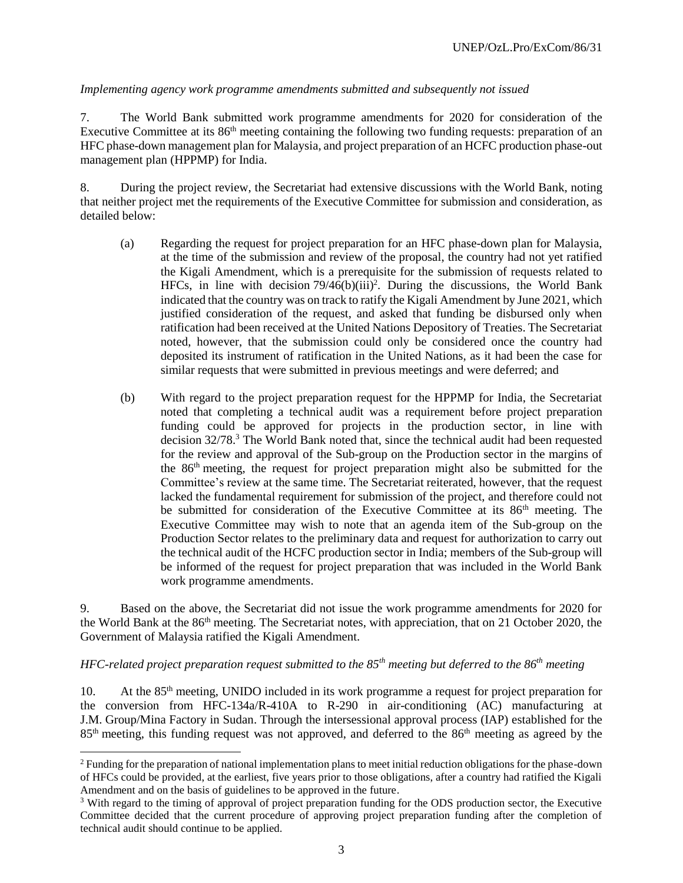*Implementing agency work programme amendments submitted and subsequently not issued*

7. The World Bank submitted work programme amendments for 2020 for consideration of the Executive Committee at its 86th meeting containing the following two funding requests: preparation of an HFC phase-down management plan for Malaysia, and project preparation of an HCFC production phase-out management plan (HPPMP) for India.

8. During the project review, the Secretariat had extensive discussions with the World Bank, noting that neither project met the requirements of the Executive Committee for submission and consideration, as detailed below:

(a) Regarding the request for project preparation for an HFC phase-down plan for Malaysia, at the time of the submission and review of the proposal, the country had not yet ratified the Kigali Amendment, which is a prerequisite for the submission of requests related to HFCs, in line with decision 79/46(b)(iii)[2]. During the discussions, the World Bank indicated that the country was on track to ratify the Kigali Amendment by June 2021, which justified consideration of the request, and asked that funding be disbursed only when ratification had been received at the United Nations Depository of Treaties. The Secretariat noted, however, that the submission could only be considered once the country had deposited its instrument of ratification in the United Nations, as it had been the case for similar requests that were submitted in previous meetings and were deferred; and

(b) With regard to the project preparation request for the HPPMP for India, the Secretariat noted that completing a technical audit was a requirement before project preparation funding could be approved for projects in the production sector, in line with decision 32/78.[3] The World Bank noted that, since the technical audit had been requested for the review and approval of the Sub-group on the Production sector in the margins of the 86th meeting, the request for project preparation might also be submitted for the Committee's review at the same time. The Secretariat reiterated, however, that the request lacked the fundamental requirement for submission of the project, and therefore could not be submitted for consideration of the Executive Committee at its 86th meeting. The Executive Committee may wish to note that an agenda item of the Sub-group on the Production Sector relates to the preliminary data and request for authorization to carry out the technical audit of the HCFC production sector in India; members of the Sub-group will be informed of the request for project preparation that was included in the World Bank work programme amendments.

9. Based on the above, the Secretariat did not issue the work programme amendments for 2020 for the World Bank at the 86th meeting. The Secretariat notes, with appreciation, that on 21 October 2020, the Government of Malaysia ratified the Kigali Amendment.

*HFC-related project preparation request submitted to the 85th meeting but deferred to the 86th meeting*

10. At the 85th meeting, UNIDO included in its work programme a request for project preparation for the conversion from HFC-134a/R-410A to R-290 in air-conditioning (AC) manufacturing at J.M. Group/Mina Factory in Sudan. Through the intersessional approval process (IAP) established for the 85th meeting, this funding request was not approved, and deferred to the 86th meeting as agreed by the

---

[2] Funding for the preparation of national implementation plans to meet initial reduction obligations for the phase-down of HFCs could be provided, at the earliest, five years prior to those obligations, after a country had ratified the Kigali Amendment and on the basis of guidelines to be approved in the future.

[3] With regard to the timing of approval of project preparation funding for the ODS production sector, the Executive Committee decided that the current procedure of approving project preparation funding after the completion of technical audit should continue to be applied.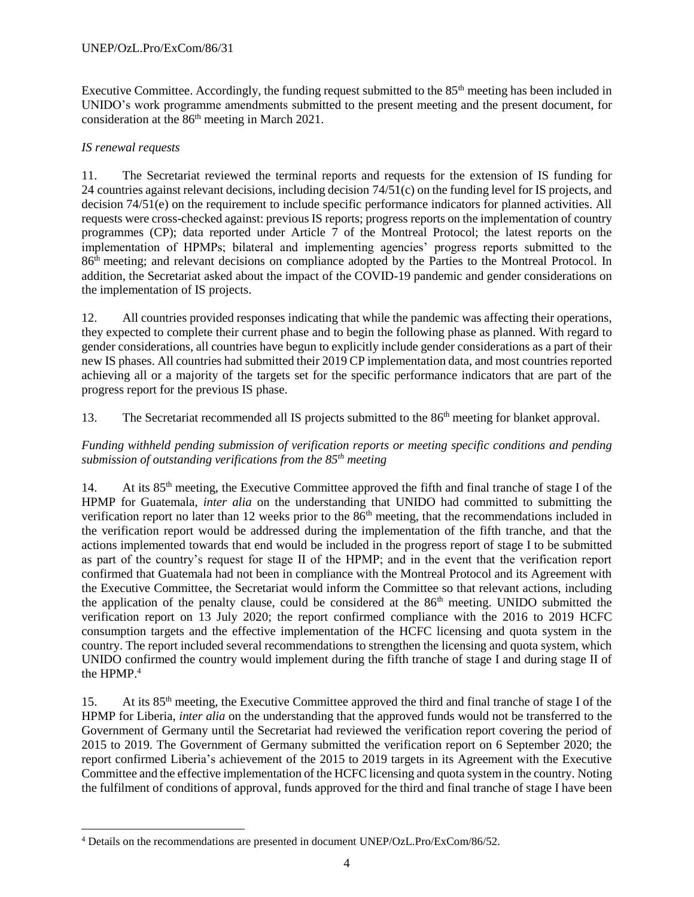Executive Committee. Accordingly, the funding request submitted to the 85th meeting has been included in UNIDO's work programme amendments submitted to the present meeting and the present document, for consideration at the 86th meeting in March 2021.

*IS renewal requests*

11. The Secretariat reviewed the terminal reports and requests for the extension of IS funding for 24 countries against relevant decisions, including decision 74/51(c) on the funding level for IS projects, and decision 74/51(e) on the requirement to include specific performance indicators for planned activities. All requests were cross-checked against: previous IS reports; progress reports on the implementation of country programmes (CP); data reported under Article 7 of the Montreal Protocol; the latest reports on the implementation of HPMPs; bilateral and implementing agencies' progress reports submitted to the 86th meeting; and relevant decisions on compliance adopted by the Parties to the Montreal Protocol. In addition, the Secretariat asked about the impact of the COVID-19 pandemic and gender considerations on the implementation of IS projects.

12. All countries provided responses indicating that while the pandemic was affecting their operations, they expected to complete their current phase and to begin the following phase as planned. With regard to gender considerations, all countries have begun to explicitly include gender considerations as a part of their new IS phases. All countries had submitted their 2019 CP implementation data, and most countries reported achieving all or a majority of the targets set for the specific performance indicators that are part of the progress report for the previous IS phase.

13. The Secretariat recommended all IS projects submitted to the 86th meeting for blanket approval.

*Funding withheld pending submission of verification reports or meeting specific conditions and pending submission of outstanding verifications from the 85th meeting*

14. At its 85th meeting, the Executive Committee approved the fifth and final tranche of stage I of the HPMP for Guatemala, *inter alia* on the understanding that UNIDO had committed to submitting the verification report no later than 12 weeks prior to the 86th meeting, that the recommendations included in the verification report would be addressed during the implementation of the fifth tranche, and that the actions implemented towards that end would be included in the progress report of stage I to be submitted as part of the country's request for stage II of the HPMP; and in the event that the verification report confirmed that Guatemala had not been in compliance with the Montreal Protocol and its Agreement with the Executive Committee, the Secretariat would inform the Committee so that relevant actions, including the application of the penalty clause, could be considered at the 86th meeting. UNIDO submitted the verification report on 13 July 2020; the report confirmed compliance with the 2016 to 2019 HCFC consumption targets and the effective implementation of the HCFC licensing and quota system in the country. The report included several recommendations to strengthen the licensing and quota system, which UNIDO confirmed the country would implement during the fifth tranche of stage I and during stage II of the HPMP.[4]

15. At its 85th meeting, the Executive Committee approved the third and final tranche of stage I of the HPMP for Liberia, *inter alia* on the understanding that the approved funds would not be transferred to the Government of Germany until the Secretariat had reviewed the verification report covering the period of 2015 to 2019. The Government of Germany submitted the verification report on 6 September 2020; the report confirmed Liberia's achievement of the 2015 to 2019 targets in its Agreement with the Executive Committee and the effective implementation of the HCFC licensing and quota system in the country. Noting the fulfilment of conditions of approval, funds approved for the third and final tranche of stage I have been

[4] Details on the recommendations are presented in document UNEP/OzL.Pro/ExCom/86/52.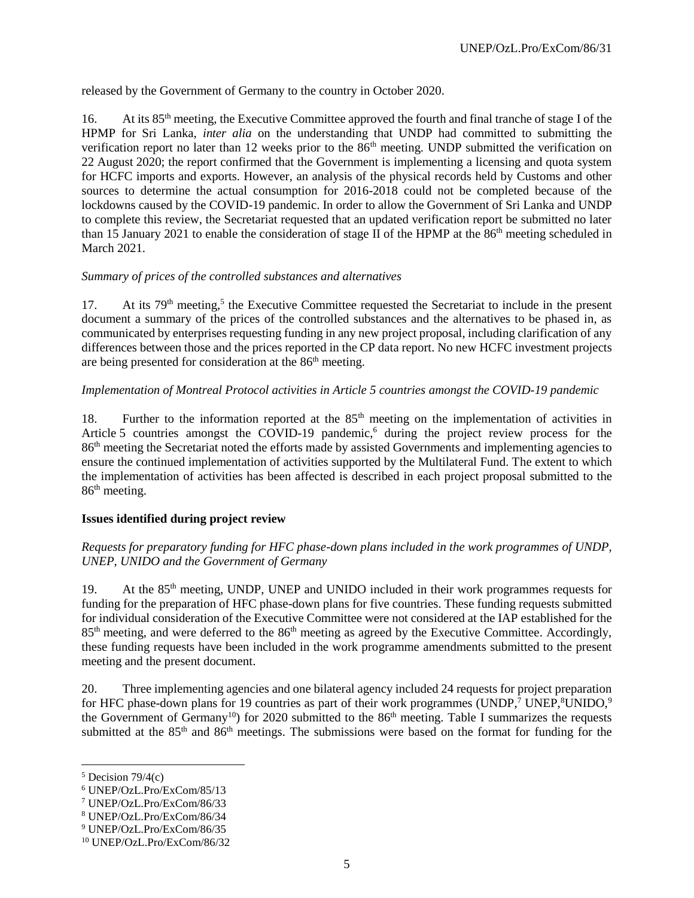released by the Government of Germany to the country in October 2020.

16. At its 85th meeting, the Executive Committee approved the fourth and final tranche of stage I of the HPMP for Sri Lanka, *inter alia* on the understanding that UNDP had committed to submitting the verification report no later than 12 weeks prior to the 86th meeting. UNDP submitted the verification on 22 August 2020; the report confirmed that the Government is implementing a licensing and quota system for HCFC imports and exports. However, an analysis of the physical records held by Customs and other sources to determine the actual consumption for 2016-2018 could not be completed because of the lockdowns caused by the COVID-19 pandemic. In order to allow the Government of Sri Lanka and UNDP to complete this review, the Secretariat requested that an updated verification report be submitted no later than 15 January 2021 to enable the consideration of stage II of the HPMP at the 86th meeting scheduled in March 2021.

*Summary of prices of the controlled substances and alternatives*

17. At its 79th meeting,[5] the Executive Committee requested the Secretariat to include in the present document a summary of the prices of the controlled substances and the alternatives to be phased in, as communicated by enterprises requesting funding in any new project proposal, including clarification of any differences between those and the prices reported in the CP data report. No new HCFC investment projects are being presented for consideration at the 86th meeting.

*Implementation of Montreal Protocol activities in Article 5 countries amongst the COVID-19 pandemic*

18. Further to the information reported at the 85th meeting on the implementation of activities in Article 5 countries amongst the COVID-19 pandemic,[6] during the project review process for the 86th meeting the Secretariat noted the efforts made by assisted Governments and implementing agencies to ensure the continued implementation of activities supported by the Multilateral Fund. The extent to which the implementation of activities has been affected is described in each project proposal submitted to the 86th meeting.

**Issues identified during project review**

*Requests for preparatory funding for HFC phase-down plans included in the work programmes of UNDP, UNEP, UNIDO and the Government of Germany*

19. At the 85th meeting, UNDP, UNEP and UNIDO included in their work programmes requests for funding for the preparation of HFC phase-down plans for five countries. These funding requests submitted for individual consideration of the Executive Committee were not considered at the IAP established for the 85th meeting, and were deferred to the 86th meeting as agreed by the Executive Committee. Accordingly, these funding requests have been included in the work programme amendments submitted to the present meeting and the present document.

20. Three implementing agencies and one bilateral agency included 24 requests for project preparation for HFC phase-down plans for 19 countries as part of their work programmes (UNDP,[7] UNEP,[8] UNIDO,[9] the Government of Germany[10]) for 2020 submitted to the 86th meeting. Table I summarizes the requests submitted at the 85th and 86th meetings. The submissions were based on the format for funding for the

[5] Decision 79/4(c)

[6] UNEP/OzL.Pro/ExCom/85/13

[7] UNEP/OzL.Pro/ExCom/86/33

[8] UNEP/OzL.Pro/ExCom/86/34

[9] UNEP/OzL.Pro/ExCom/86/35

[10] UNEP/OzL.Pro/ExCom/86/32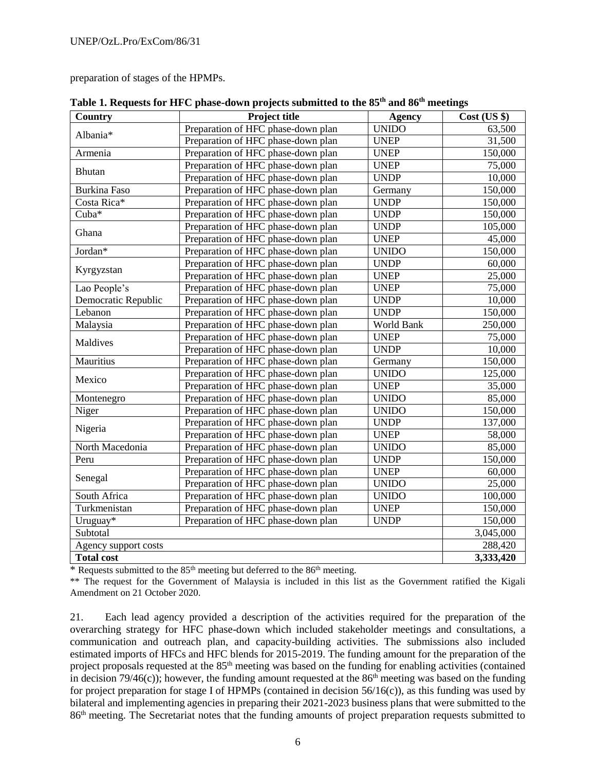preparation of stages of the HPMPs.

**Table 1. Requests for HFC phase-down projects submitted to the 85th and 86th meetings**

| Country | Project title | Agency | Cost (US $) |
|---|---|---|---|
| Albania* | Preparation of HFC phase-down plan | UNIDO | 63,500 |
| | Preparation of HFC phase-down plan | UNEP | 31,500 |
| Armenia | Preparation of HFC phase-down plan | UNEP | 150,000 |
| Bhutan | Preparation of HFC phase-down plan | UNEP | 75,000 |
| | Preparation of HFC phase-down plan | UNDP | 10,000 |
| Burkina Faso | Preparation of HFC phase-down plan | Germany | 150,000 |
| Costa Rica* | Preparation of HFC phase-down plan | UNDP | 150,000 |
| Cuba* | Preparation of HFC phase-down plan | UNDP | 150,000 |
| Ghana | Preparation of HFC phase-down plan | UNDP | 105,000 |
| | Preparation of HFC phase-down plan | UNEP | 45,000 |
| Jordan* | Preparation of HFC phase-down plan | UNIDO | 150,000 |
| Kyrgyzstan | Preparation of HFC phase-down plan | UNDP | 60,000 |
| | Preparation of HFC phase-down plan | UNEP | 25,000 |
| Lao People's Democratic Republic | Preparation of HFC phase-down plan | UNEP | 75,000 |
| | Preparation of HFC phase-down plan | UNDP | 10,000 |
| Lebanon | Preparation of HFC phase-down plan | UNDP | 150,000 |
| Malaysia | Preparation of HFC phase-down plan | World Bank | 250,000 |
| Maldives | Preparation of HFC phase-down plan | UNEP | 75,000 |
| | Preparation of HFC phase-down plan | UNDP | 10,000 |
| Mauritius | Preparation of HFC phase-down plan | Germany | 150,000 |
| Mexico | Preparation of HFC phase-down plan | UNIDO | 125,000 |
| | Preparation of HFC phase-down plan | UNEP | 35,000 |
| Montenegro | Preparation of HFC phase-down plan | UNIDO | 85,000 |
| Niger | Preparation of HFC phase-down plan | UNIDO | 150,000 |
| Nigeria | Preparation of HFC phase-down plan | UNDP | 137,000 |
| | Preparation of HFC phase-down plan | UNEP | 58,000 |
| North Macedonia | Preparation of HFC phase-down plan | UNIDO | 85,000 |
| Peru | Preparation of HFC phase-down plan | UNDP | 150,000 |
| Senegal | Preparation of HFC phase-down plan | UNEP | 60,000 |
| | Preparation of HFC phase-down plan | UNIDO | 25,000 |
| South Africa | Preparation of HFC phase-down plan | UNIDO | 100,000 |
| Turkmenistan | Preparation of HFC phase-down plan | UNEP | 150,000 |
| Uruguay* | Preparation of HFC phase-down plan | UNDP | 150,000 |
| Subtotal | | | 3,045,000 |
| Agency support costs | | | 288,420 |
| **Total cost** | | | **3,333,420** |

\* Requests submitted to the 85th meeting but deferred to the 86th meeting.

** The request for the Government of Malaysia is included in this list as the Government ratified the Kigali Amendment on 21 October 2020.

21. Each lead agency provided a description of the activities required for the preparation of the overarching strategy for HFC phase-down which included stakeholder meetings and consultations, a communication and outreach plan, and capacity-building activities. The submissions also included estimated imports of HFCs and HFC blends for 2015-2019. The funding amount for the preparation of the project proposals requested at the 85th meeting was based on the funding for enabling activities (contained in decision 79/46(c)); however, the funding amount requested at the 86th meeting was based on the funding for project preparation for stage I of HPMPs (contained in decision 56/16(c)), as this funding was used by bilateral and implementing agencies in preparing their 2021-2023 business plans that were submitted to the 86th meeting. The Secretariat notes that the funding amounts of project preparation requests submitted to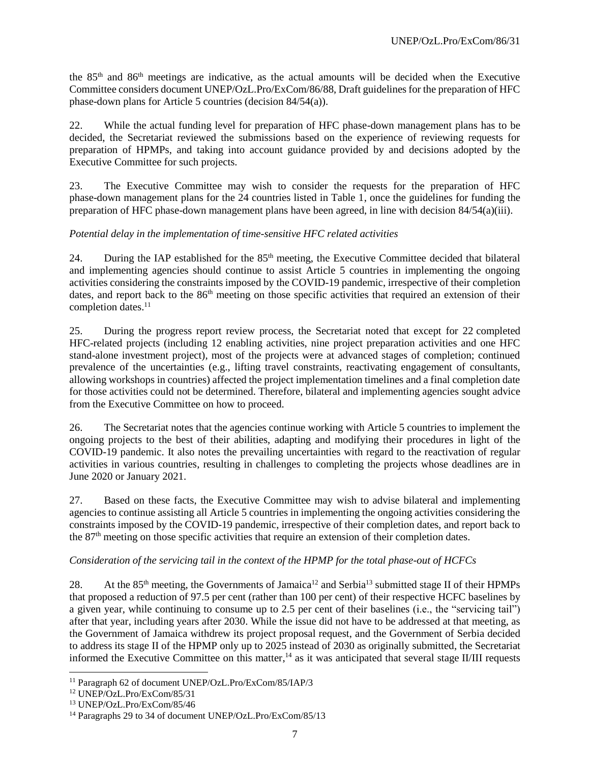the 85th and 86th meetings are indicative, as the actual amounts will be decided when the Executive Committee considers document UNEP/OzL.Pro/ExCom/86/88, Draft guidelines for the preparation of HFC phase-down plans for Article 5 countries (decision 84/54(a)).

22. While the actual funding level for preparation of HFC phase-down management plans has to be decided, the Secretariat reviewed the submissions based on the experience of reviewing requests for preparation of HPMPs, and taking into account guidance provided by and decisions adopted by the Executive Committee for such projects.

23. The Executive Committee may wish to consider the requests for the preparation of HFC phase-down management plans for the 24 countries listed in Table 1, once the guidelines for funding the preparation of HFC phase-down management plans have been agreed, in line with decision 84/54(a)(iii).

*Potential delay in the implementation of time-sensitive HFC related activities*

24. During the IAP established for the 85th meeting, the Executive Committee decided that bilateral and implementing agencies should continue to assist Article 5 countries in implementing the ongoing activities considering the constraints imposed by the COVID-19 pandemic, irrespective of their completion dates, and report back to the 86th meeting on those specific activities that required an extension of their completion dates.[11]

25. During the progress report review process, the Secretariat noted that except for 22 completed HFC-related projects (including 12 enabling activities, nine project preparation activities and one HFC stand-alone investment project), most of the projects were at advanced stages of completion; continued prevalence of the uncertainties (e.g., lifting travel constraints, reactivating engagement of consultants, allowing workshops in countries) affected the project implementation timelines and a final completion date for those activities could not be determined. Therefore, bilateral and implementing agencies sought advice from the Executive Committee on how to proceed.

26. The Secretariat notes that the agencies continue working with Article 5 countries to implement the ongoing projects to the best of their abilities, adapting and modifying their procedures in light of the COVID-19 pandemic. It also notes the prevailing uncertainties with regard to the reactivation of regular activities in various countries, resulting in challenges to completing the projects whose deadlines are in June 2020 or January 2021.

27. Based on these facts, the Executive Committee may wish to advise bilateral and implementing agencies to continue assisting all Article 5 countries in implementing the ongoing activities considering the constraints imposed by the COVID-19 pandemic, irrespective of their completion dates, and report back to the 87th meeting on those specific activities that require an extension of their completion dates.

*Consideration of the servicing tail in the context of the HPMP for the total phase-out of HCFCs*

28. At the 85th meeting, the Governments of Jamaica[12] and Serbia[13] submitted stage II of their HPMPs that proposed a reduction of 97.5 per cent (rather than 100 per cent) of their respective HCFC baselines by a given year, while continuing to consume up to 2.5 per cent of their baselines (i.e., the "servicing tail") after that year, including years after 2030. While the issue did not have to be addressed at that meeting, as the Government of Jamaica withdrew its project proposal request, and the Government of Serbia decided to address its stage II of the HPMP only up to 2025 instead of 2030 as originally submitted, the Secretariat informed the Executive Committee on this matter,[14] as it was anticipated that several stage II/III requests

[11] Paragraph 62 of document UNEP/OzL.Pro/ExCom/85/IAP/3

[12] UNEP/OzL.Pro/ExCom/85/31

[13] UNEP/OzL.Pro/ExCom/85/46

[14] Paragraphs 29 to 34 of document UNEP/OzL.Pro/ExCom/85/13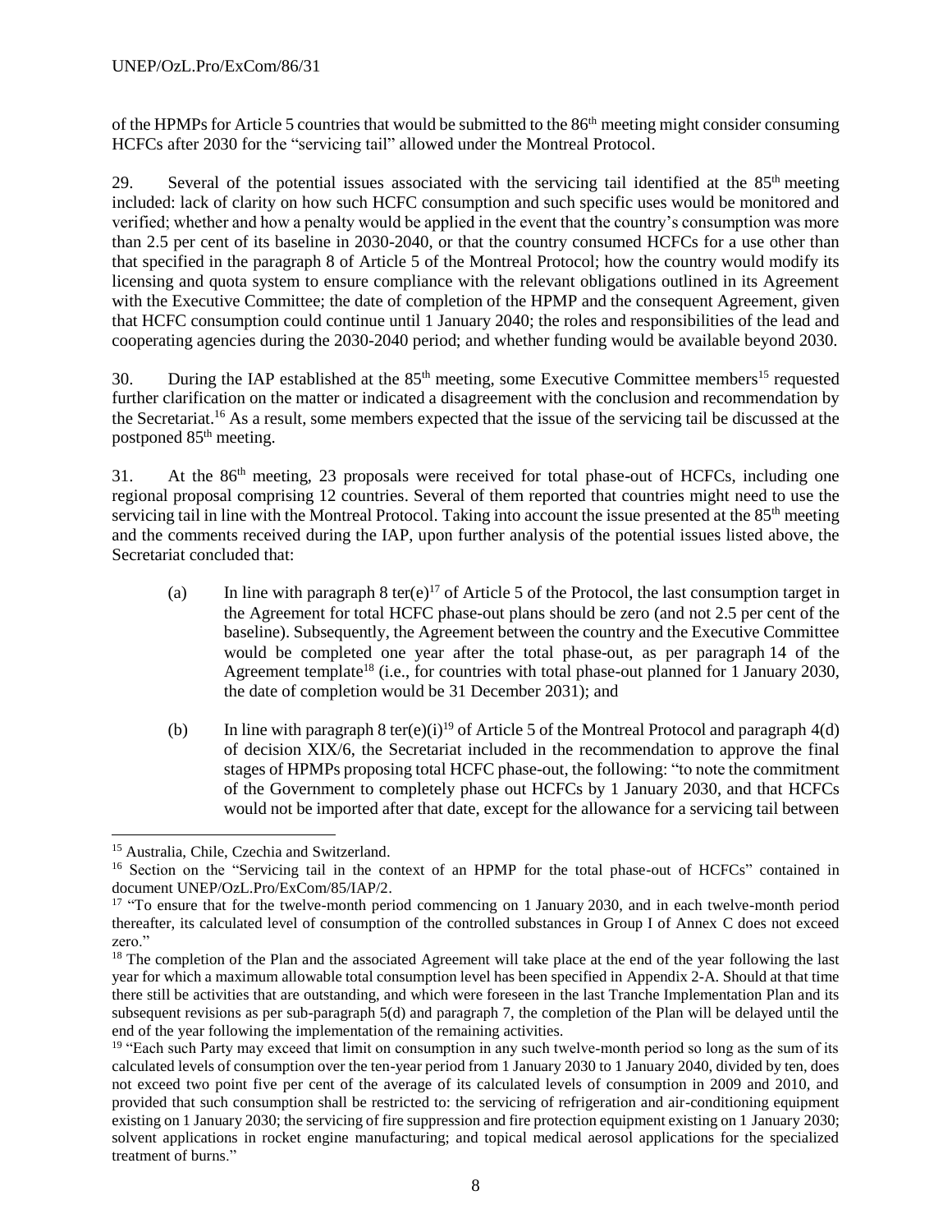of the HPMPs for Article 5 countries that would be submitted to the 86th meeting might consider consuming HCFCs after 2030 for the "servicing tail" allowed under the Montreal Protocol.

29. Several of the potential issues associated with the servicing tail identified at the 85th meeting included: lack of clarity on how such HCFC consumption and such specific uses would be monitored and verified; whether and how a penalty would be applied in the event that the country's consumption was more than 2.5 per cent of its baseline in 2030-2040, or that the country consumed HCFCs for a use other than that specified in the paragraph 8 of Article 5 of the Montreal Protocol; how the country would modify its licensing and quota system to ensure compliance with the relevant obligations outlined in its Agreement with the Executive Committee; the date of completion of the HPMP and the consequent Agreement, given that HCFC consumption could continue until 1 January 2040; the roles and responsibilities of the lead and cooperating agencies during the 2030-2040 period; and whether funding would be available beyond 2030.

30. During the IAP established at the 85th meeting, some Executive Committee members[15] requested further clarification on the matter or indicated a disagreement with the conclusion and recommendation by the Secretariat.[16] As a result, some members expected that the issue of the servicing tail be discussed at the postponed 85th meeting.

31. At the 86th meeting, 23 proposals were received for total phase-out of HCFCs, including one regional proposal comprising 12 countries. Several of them reported that countries might need to use the servicing tail in line with the Montreal Protocol. Taking into account the issue presented at the 85th meeting and the comments received during the IAP, upon further analysis of the potential issues listed above, the Secretariat concluded that:

(a) In line with paragraph 8 ter(e)[17] of Article 5 of the Protocol, the last consumption target in the Agreement for total HCFC phase-out plans should be zero (and not 2.5 per cent of the baseline). Subsequently, the Agreement between the country and the Executive Committee would be completed one year after the total phase-out, as per paragraph 14 of the Agreement template[18] (i.e., for countries with total phase-out planned for 1 January 2030, the date of completion would be 31 December 2031); and

(b) In line with paragraph 8 ter(e)(i)[19] of Article 5 of the Montreal Protocol and paragraph 4(d) of decision XIX/6, the Secretariat included in the recommendation to approve the final stages of HPMPs proposing total HCFC phase-out, the following: "to note the commitment of the Government to completely phase out HCFCs by 1 January 2030, and that HCFCs would not be imported after that date, except for the allowance for a servicing tail between

---

[15] Australia, Chile, Czechia and Switzerland.

[16] Section on the "Servicing tail in the context of an HPMP for the total phase-out of HCFCs" contained in document UNEP/OzL.Pro/ExCom/85/IAP/2.

[17] "To ensure that for the twelve-month period commencing on 1 January 2030, and in each twelve-month period thereafter, its calculated level of consumption of the controlled substances in Group I of Annex C does not exceed zero."

[18] The completion of the Plan and the associated Agreement will take place at the end of the year following the last year for which a maximum allowable total consumption level has been specified in Appendix 2-A. Should at that time there still be activities that are outstanding, and which were foreseen in the last Tranche Implementation Plan and its subsequent revisions as per sub-paragraph 5(d) and paragraph 7, the completion of the Plan will be delayed until the end of the year following the implementation of the remaining activities.

[19] "Each such Party may exceed that limit on consumption in any such twelve-month period so long as the sum of its calculated levels of consumption over the ten-year period from 1 January 2030 to 1 January 2040, divided by ten, does not exceed two point five per cent of the average of its calculated levels of consumption in 2009 and 2010, and provided that such consumption shall be restricted to: the servicing of refrigeration and air-conditioning equipment existing on 1 January 2030; the servicing of fire suppression and fire protection equipment existing on 1 January 2030; solvent applications in rocket engine manufacturing; and topical medical aerosol applications for the specialized treatment of burns."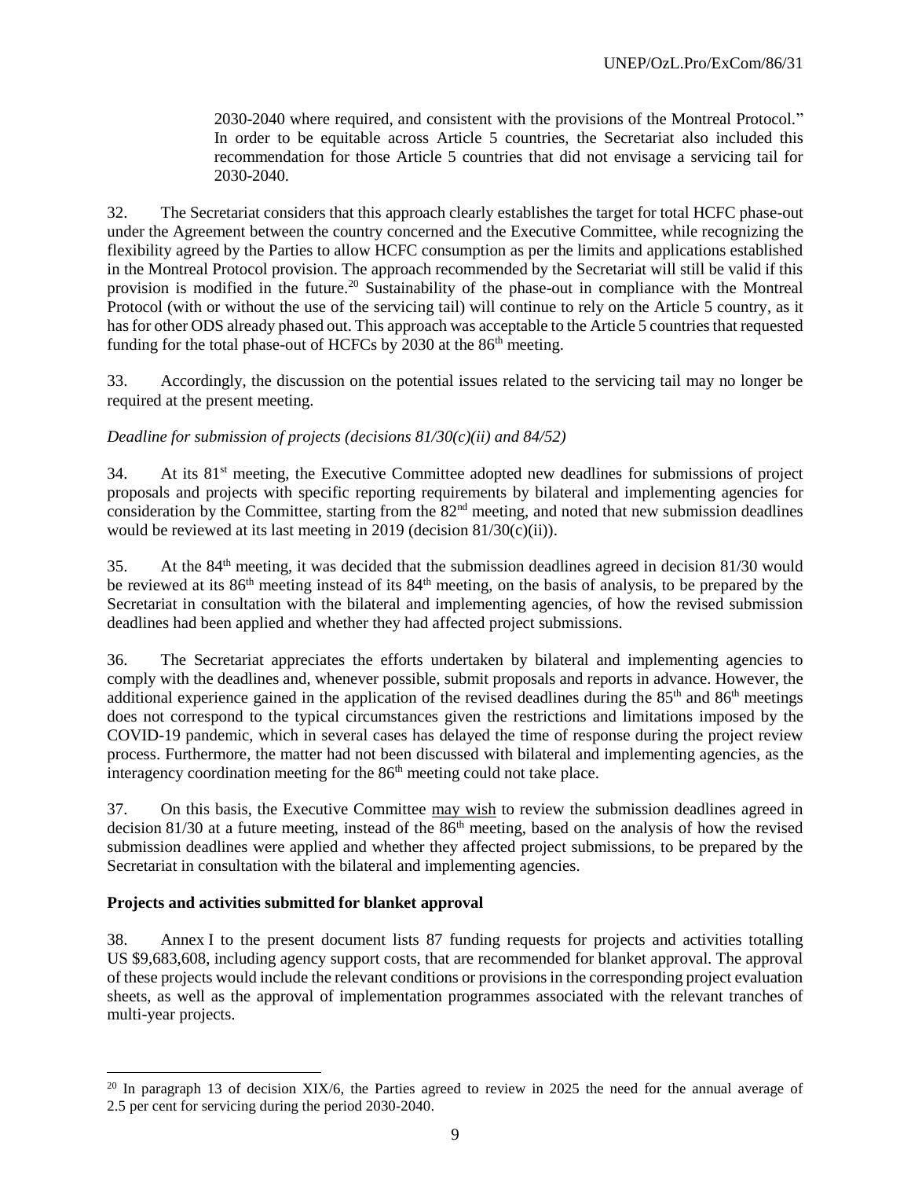2030-2040 where required, and consistent with the provisions of the Montreal Protocol." In order to be equitable across Article 5 countries, the Secretariat also included this recommendation for those Article 5 countries that did not envisage a servicing tail for 2030-2040.

32. The Secretariat considers that this approach clearly establishes the target for total HCFC phase-out under the Agreement between the country concerned and the Executive Committee, while recognizing the flexibility agreed by the Parties to allow HCFC consumption as per the limits and applications established in the Montreal Protocol provision. The approach recommended by the Secretariat will still be valid if this provision is modified in the future.[20] Sustainability of the phase-out in compliance with the Montreal Protocol (with or without the use of the servicing tail) will continue to rely on the Article 5 country, as it has for other ODS already phased out. This approach was acceptable to the Article 5 countries that requested funding for the total phase-out of HCFCs by 2030 at the 86th meeting.

33. Accordingly, the discussion on the potential issues related to the servicing tail may no longer be required at the present meeting.

*Deadline for submission of projects (decisions 81/30(c)(ii) and 84/52)*

34. At its 81st meeting, the Executive Committee adopted new deadlines for submissions of project proposals and projects with specific reporting requirements by bilateral and implementing agencies for consideration by the Committee, starting from the 82nd meeting, and noted that new submission deadlines would be reviewed at its last meeting in 2019 (decision 81/30(c)(ii)).

35. At the 84th meeting, it was decided that the submission deadlines agreed in decision 81/30 would be reviewed at its 86th meeting instead of its 84th meeting, on the basis of analysis, to be prepared by the Secretariat in consultation with the bilateral and implementing agencies, of how the revised submission deadlines had been applied and whether they had affected project submissions.

36. The Secretariat appreciates the efforts undertaken by bilateral and implementing agencies to comply with the deadlines and, whenever possible, submit proposals and reports in advance. However, the additional experience gained in the application of the revised deadlines during the 85th and 86th meetings does not correspond to the typical circumstances given the restrictions and limitations imposed by the COVID-19 pandemic, which in several cases has delayed the time of response during the project review process. Furthermore, the matter had not been discussed with bilateral and implementing agencies, as the interagency coordination meeting for the 86th meeting could not take place.

37. On this basis, the Executive Committee may wish to review the submission deadlines agreed in decision 81/30 at a future meeting, instead of the 86th meeting, based on the analysis of how the revised submission deadlines were applied and whether they affected project submissions, to be prepared by the Secretariat in consultation with the bilateral and implementing agencies.

**Projects and activities submitted for blanket approval**

38. Annex I to the present document lists 87 funding requests for projects and activities totalling US $9,683,608, including agency support costs, that are recommended for blanket approval. The approval of these projects would include the relevant conditions or provisions in the corresponding project evaluation sheets, as well as the approval of implementation programmes associated with the relevant tranches of multi-year projects.

---

[20] In paragraph 13 of decision XIX/6, the Parties agreed to review in 2025 the need for the annual average of 2.5 per cent for servicing during the period 2030-2040.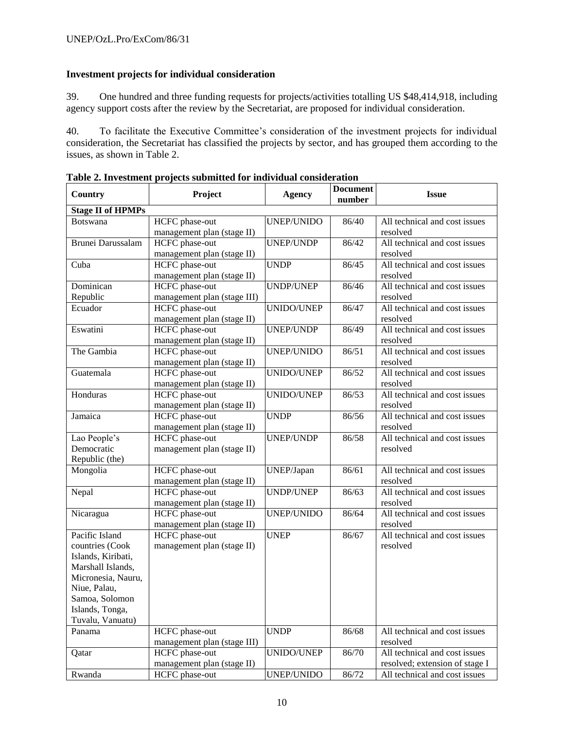### Investment projects for individual consideration

39. One hundred and three funding requests for projects/activities totalling US $48,414,918, including agency support costs after the review by the Secretariat, are proposed for individual consideration.

40. To facilitate the Executive Committee's consideration of the investment projects for individual consideration, the Secretariat has classified the projects by sector, and has grouped them according to the issues, as shown in Table 2.

**Table 2. Investment projects submitted for individual consideration**

| Country | Project | Agency | Document number | Issue |
|---|---|---|---|---|
| **Stage II of HPMPs** | | | | |
| Botswana | HCFC phase-out management plan (stage II) | UNEP/UNIDO | 86/40 | All technical and cost issues resolved |
| Brunei Darussalam | HCFC phase-out management plan (stage II) | UNEP/UNDP | 86/42 | All technical and cost issues resolved |
| Cuba | HCFC phase-out management plan (stage II) | UNDP | 86/45 | All technical and cost issues resolved |
| Dominican Republic | HCFC phase-out management plan (stage III) | UNDP/UNEP | 86/46 | All technical and cost issues resolved |
| Ecuador | HCFC phase-out management plan (stage II) | UNIDO/UNEP | 86/47 | All technical and cost issues resolved |
| Eswatini | HCFC phase-out management plan (stage II) | UNEP/UNDP | 86/49 | All technical and cost issues resolved |
| The Gambia | HCFC phase-out management plan (stage II) | UNEP/UNIDO | 86/51 | All technical and cost issues resolved |
| Guatemala | HCFC phase-out management plan (stage II) | UNIDO/UNEP | 86/52 | All technical and cost issues resolved |
| Honduras | HCFC phase-out management plan (stage II) | UNIDO/UNEP | 86/53 | All technical and cost issues resolved |
| Jamaica | HCFC phase-out management plan (stage II) | UNDP | 86/56 | All technical and cost issues resolved |
| Lao People's Democratic Republic (the) | HCFC phase-out management plan (stage II) | UNEP/UNDP | 86/58 | All technical and cost issues resolved |
| Mongolia | HCFC phase-out management plan (stage II) | UNEP/Japan | 86/61 | All technical and cost issues resolved |
| Nepal | HCFC phase-out management plan (stage II) | UNDP/UNEP | 86/63 | All technical and cost issues resolved |
| Nicaragua | HCFC phase-out management plan (stage II) | UNEP/UNIDO | 86/64 | All technical and cost issues resolved |
| Pacific Island countries (Cook Islands, Kiribati, Marshall Islands, Micronesia, Nauru, Niue, Palau, Samoa, Solomon Islands, Tonga, Tuvalu, Vanuatu) | HCFC phase-out management plan (stage II) | UNEP | 86/67 | All technical and cost issues resolved |
| Panama | HCFC phase-out management plan (stage III) | UNDP | 86/68 | All technical and cost issues resolved |
| Qatar | HCFC phase-out management plan (stage II) | UNIDO/UNEP | 86/70 | All technical and cost issues resolved; extension of stage I |
| Rwanda | HCFC phase-out | UNEP/UNIDO | 86/72 | All technical and cost issues |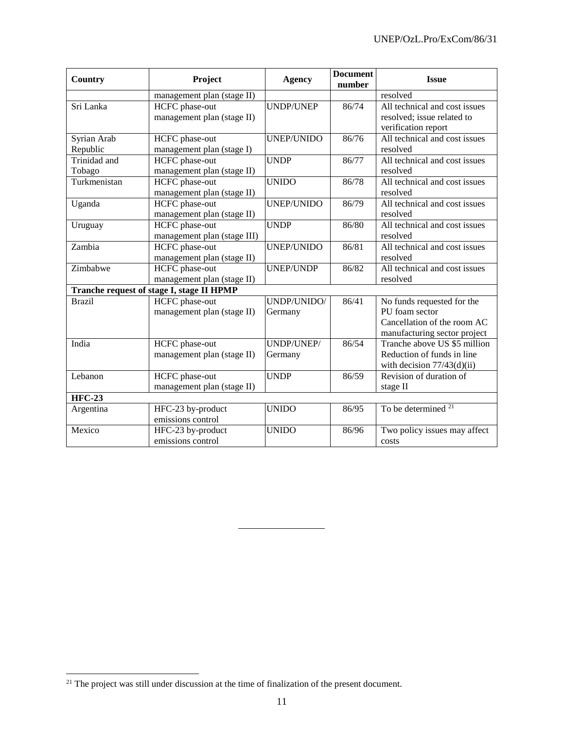| Country | Project | Agency | Document number | Issue |
|---|---|---|---|---|
| | management plan (stage II) | | | resolved |
| Sri Lanka | HCFC phase-out management plan (stage II) | UNDP/UNEP | 86/74 | All technical and cost issues resolved; issue related to verification report |
| Syrian Arab Republic | HCFC phase-out management plan (stage I) | UNEP/UNIDO | 86/76 | All technical and cost issues resolved |
| Trinidad and Tobago | HCFC phase-out management plan (stage II) | UNDP | 86/77 | All technical and cost issues resolved |
| Turkmenistan | HCFC phase-out management plan (stage II) | UNIDO | 86/78 | All technical and cost issues resolved |
| Uganda | HCFC phase-out management plan (stage II) | UNEP/UNIDO | 86/79 | All technical and cost issues resolved |
| Uruguay | HCFC phase-out management plan (stage III) | UNDP | 86/80 | All technical and cost issues resolved |
| Zambia | HCFC phase-out management plan (stage II) | UNEP/UNIDO | 86/81 | All technical and cost issues resolved |
| Zimbabwe | HCFC phase-out management plan (stage II) | UNEP/UNDP | 86/82 | All technical and cost issues resolved |
| **Tranche request of stage I, stage II HPMP** | | | | |
| Brazil | HCFC phase-out management plan (stage II) | UNDP/UNIDO/ Germany | 86/41 | No funds requested for the PU foam sector Cancellation of the room AC manufacturing sector project |
| India | HCFC phase-out management plan (stage II) | UNDP/UNEP/ Germany | 86/54 | Tranche above US $5 million Reduction of funds in line with decision 77/43(d)(ii) |
| Lebanon | HCFC phase-out management plan (stage II) | UNDP | 86/59 | Revision of duration of stage II |
| **HFC-23** | | | | |
| Argentina | HFC-23 by-product emissions control | UNIDO | 86/95 | To be determined [21] |
| Mexico | HFC-23 by-product emissions control | UNIDO | 86/96 | Two policy issues may affect costs |

[21] The project was still under discussion at the time of finalization of the present document.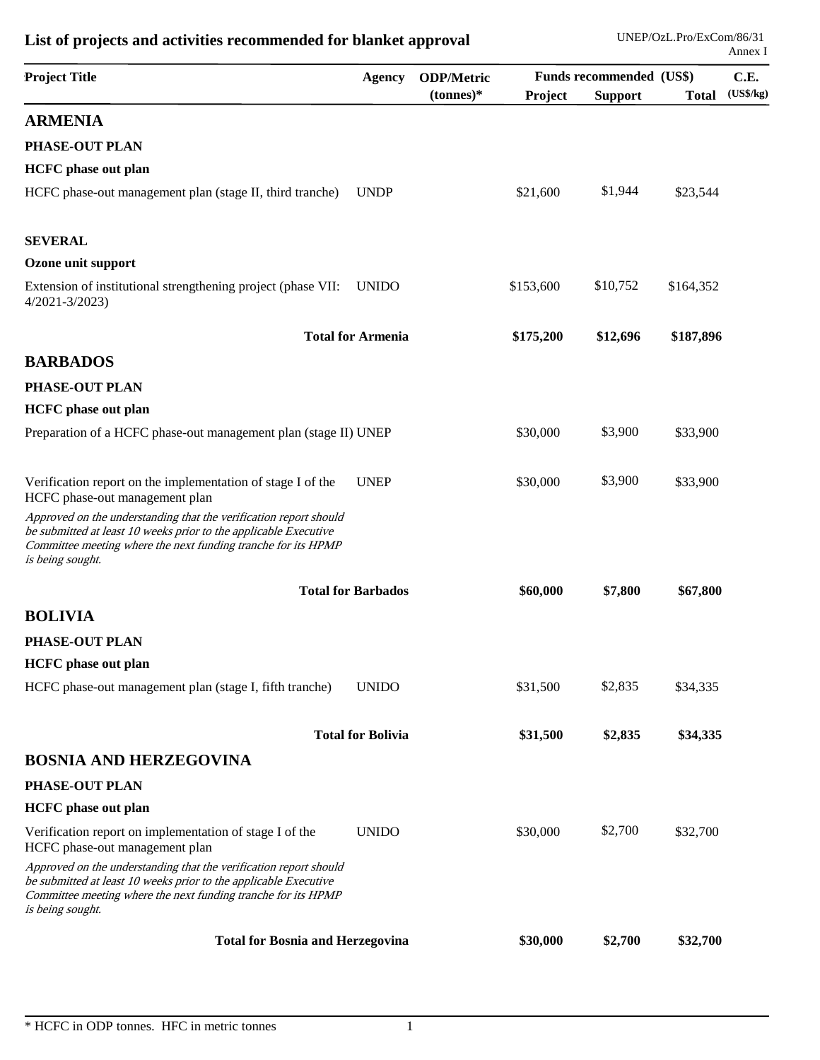## List of projects and activities recommended for blanket approval

| Project Title | Agency | ODP/Metric (tonnes)* | Funds recommended (US$) | | | C.E. (US$/kg) |
|---|---|---|---|---|---|---|
| | | | Project | Support | Total | |
| **ARMENIA** | | | | | | |
| **PHASE-OUT PLAN** | | | | | | |
| **HCFC phase out plan** | | | | | | |
| HCFC phase-out management plan (stage II, third tranche) | UNDP | | $21,600 | $1,944 | $23,544 | |
| **SEVERAL** | | | | | | |
| **Ozone unit support** | | | | | | |
| Extension of institutional strengthening project (phase VII: 4/2021-3/2023) | UNIDO | | $153,600 | $10,752 | $164,352 | |
| **Total for Armenia** | | | **$175,200** | **$12,696** | **$187,896** | |
| **BARBADOS** | | | | | | |
| **PHASE-OUT PLAN** | | | | | | |
| **HCFC phase out plan** | | | | | | |
| Preparation of a HCFC phase-out management plan (stage II) | UNEP | | $30,000 | $3,900 | $33,900 | |
| Verification report on the implementation of stage I of the HCFC phase-out management plan<br>*Approved on the understanding that the verification report should be submitted at least 10 weeks prior to the applicable Executive Committee meeting where the next funding tranche for its HPMP is being sought.* | UNEP | | $30,000 | $3,900 | $33,900 | |
| **Total for Barbados** | | | **$60,000** | **$7,800** | **$67,800** | |
| **BOLIVIA** | | | | | | |
| **PHASE-OUT PLAN** | | | | | | |
| **HCFC phase out plan** | | | | | | |
| HCFC phase-out management plan (stage I, fifth tranche) | UNIDO | | $31,500 | $2,835 | $34,335 | |
| **Total for Bolivia** | | | **$31,500** | **$2,835** | **$34,335** | |
| **BOSNIA AND HERZEGOVINA** | | | | | | |
| **PHASE-OUT PLAN** | | | | | | |
| **HCFC phase out plan** | | | | | | |
| Verification report on implementation of stage I of the HCFC phase-out management plan<br>*Approved on the understanding that the verification report should be submitted at least 10 weeks prior to the applicable Executive Committee meeting where the next funding tranche for its HPMP is being sought.* | UNIDO | | $30,000 | $2,700 | $32,700 | |
| **Total for Bosnia and Herzegovina** | | | **$30,000** | **$2,700** | **$32,700** | |

\* HCFC in ODP tonnes. HFC in metric tonnes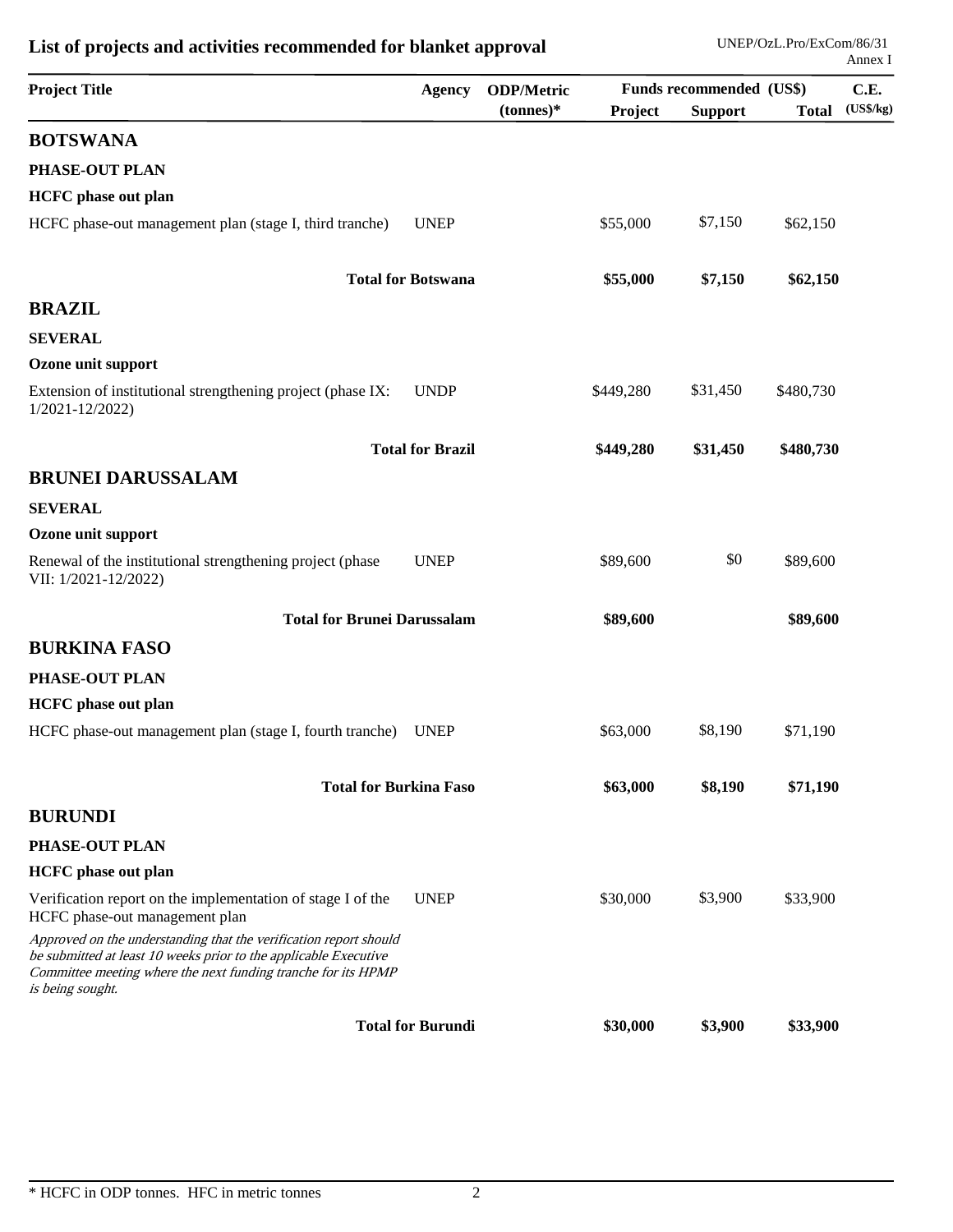# List of projects and activities recommended for blanket approval

| Project Title | Agency | ODP/Metric (tonnes)* | Funds recommended (US$) Project | Support | Total | C.E. (US$/kg) |
|---|---|---|---|---|---|---|
| **BOTSWANA** | | | | | | |
| **PHASE-OUT PLAN** | | | | | | |
| **HCFC phase out plan** | | | | | | |
| HCFC phase-out management plan (stage I, third tranche) | UNEP | | $55,000 | $7,150 | $62,150 | |
| **Total for Botswana** | | | **$55,000** | **$7,150** | **$62,150** | |
| **BRAZIL** | | | | | | |
| **SEVERAL** | | | | | | |
| **Ozone unit support** | | | | | | |
| Extension of institutional strengthening project (phase IX: 1/2021-12/2022) | UNDP | | $449,280 | $31,450 | $480,730 | |
| **Total for Brazil** | | | **$449,280** | **$31,450** | **$480,730** | |
| **BRUNEI DARUSSALAM** | | | | | | |
| **SEVERAL** | | | | | | |
| **Ozone unit support** | | | | | | |
| Renewal of the institutional strengthening project (phase VII: 1/2021-12/2022) | UNEP | | $89,600 | $0 | $89,600 | |
| **Total for Brunei Darussalam** | | | **$89,600** | | **$89,600** | |
| **BURKINA FASO** | | | | | | |
| **PHASE-OUT PLAN** | | | | | | |
| **HCFC phase out plan** | | | | | | |
| HCFC phase-out management plan (stage I, fourth tranche) | UNEP | | $63,000 | $8,190 | $71,190 | |
| **Total for Burkina Faso** | | | **$63,000** | **$8,190** | **$71,190** | |
| **BURUNDI** | | | | | | |
| **PHASE-OUT PLAN** | | | | | | |
| **HCFC phase out plan** | | | | | | |
| Verification report on the implementation of stage I of the HCFC phase-out management plan | UNEP | | $30,000 | $3,900 | $33,900 | |
| *Approved on the understanding that the verification report should be submitted at least 10 weeks prior to the applicable Executive Committee meeting where the next funding tranche for its HPMP is being sought.* | | | | | | |
| **Total for Burundi** | | | **$30,000** | **$3,900** | **$33,900** | |

\* HCFC in ODP tonnes. HFC in metric tonnes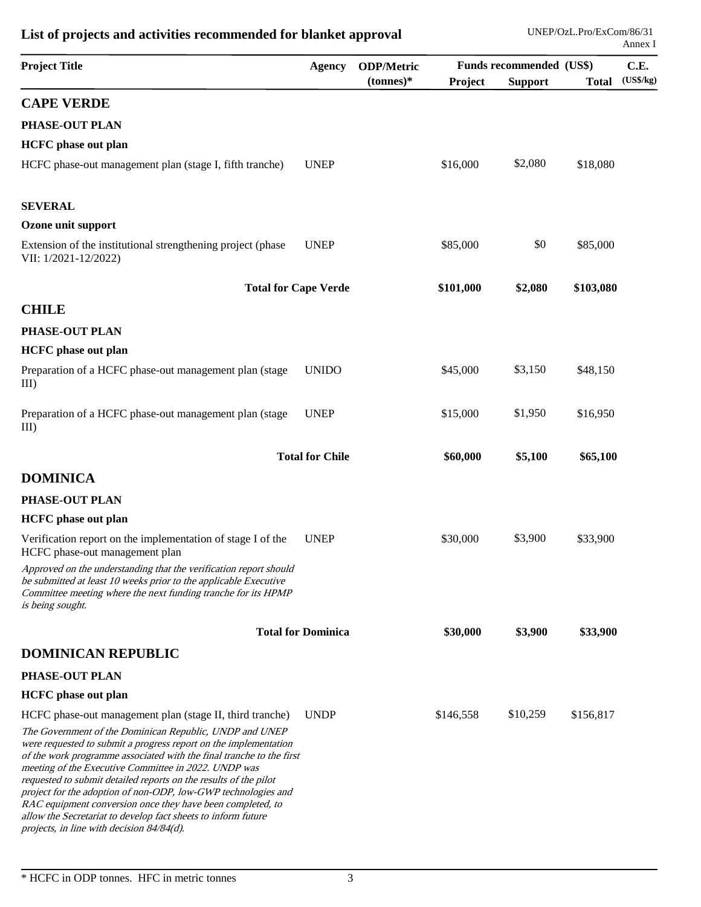## List of projects and activities recommended for blanket approval

| Project Title | Agency | ODP/Metric (tonnes)* | Funds recommended (US$) Project | Support | Total | C.E. (US$/kg) |
|---|---|---|---|---|---|---|
| **CAPE VERDE** | | | | | | |
| **PHASE-OUT PLAN** | | | | | | |
| **HCFC phase out plan** | | | | | | |
| HCFC phase-out management plan (stage I, fifth tranche) | UNEP | | $16,000 | $2,080 | $18,080 | |
| **SEVERAL** | | | | | | |
| **Ozone unit support** | | | | | | |
| Extension of the institutional strengthening project (phase VII: 1/2021-12/2022) | UNEP | | $85,000 | $0 | $85,000 | |
| **Total for Cape Verde** | | | **$101,000** | **$2,080** | **$103,080** | |
| **CHILE** | | | | | | |
| **PHASE-OUT PLAN** | | | | | | |
| **HCFC phase out plan** | | | | | | |
| Preparation of a HCFC phase-out management plan (stage III) | UNIDO | | $45,000 | $3,150 | $48,150 | |
| Preparation of a HCFC phase-out management plan (stage III) | UNEP | | $15,000 | $1,950 | $16,950 | |
| **Total for Chile** | | | **$60,000** | **$5,100** | **$65,100** | |
| **DOMINICA** | | | | | | |
| **PHASE-OUT PLAN** | | | | | | |
| **HCFC phase out plan** | | | | | | |
| Verification report on the implementation of stage I of the HCFC phase-out management plan<br>*Approved on the understanding that the verification report should be submitted at least 10 weeks prior to the applicable Executive Committee meeting where the next funding tranche for its HPMP is being sought.* | UNEP | | $30,000 | $3,900 | $33,900 | |
| **Total for Dominica** | | | **$30,000** | **$3,900** | **$33,900** | |
| **DOMINICAN REPUBLIC** | | | | | | |
| **PHASE-OUT PLAN** | | | | | | |
| **HCFC phase out plan** | | | | | | |
| HCFC phase-out management plan (stage II, third tranche)<br>*The Government of the Dominican Republic, UNDP and UNEP were requested to submit a progress report on the implementation of the work programme associated with the final tranche to the first meeting of the Executive Committee in 2022. UNDP was requested to submit detailed reports on the results of the pilot project for the adoption of non-ODP, low-GWP technologies and RAC equipment conversion once they have been completed, to allow the Secretariat to develop fact sheets to inform future projects, in line with decision 84/84(d).* | UNDP | | $146,558 | $10,259 | $156,817 | |

\* HCFC in ODP tonnes. HFC in metric tonnes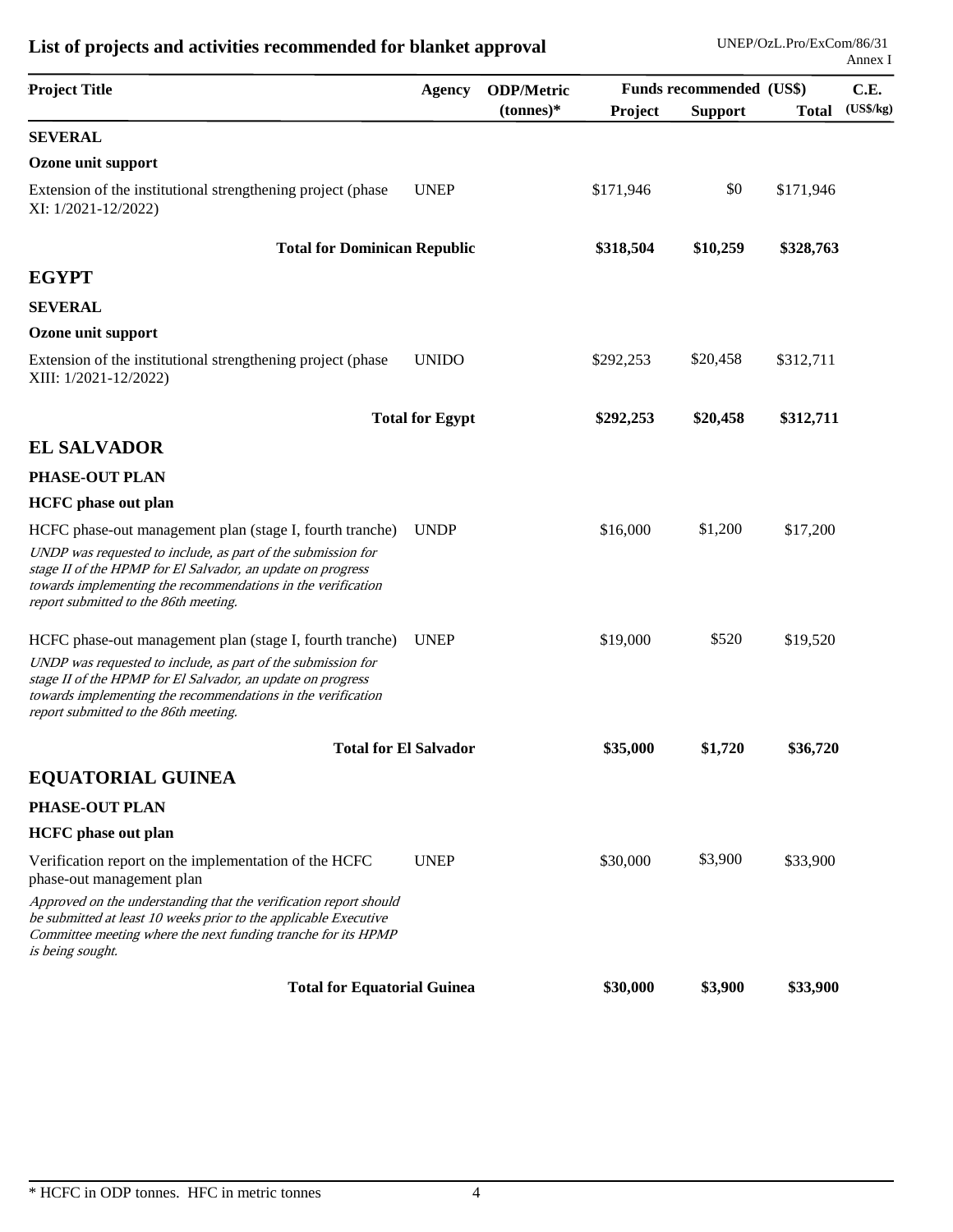## List of projects and activities recommended for blanket approval

| Project Title | Agency | ODP/Metric (tonnes)* | Funds recommended (US$) Project | Support | Total | C.E. (US$/kg) |
|---|---|---|---|---|---|---|
| **SEVERAL** | | | | | | |
| **Ozone unit support** | | | | | | |
| Extension of the institutional strengthening project (phase XI: 1/2021-12/2022) | UNEP | | $171,946 | $0 | $171,946 | |
| **Total for Dominican Republic** | | | **$318,504** | **$10,259** | **$328,763** | |
| **EGYPT** | | | | | | |
| **SEVERAL** | | | | | | |
| **Ozone unit support** | | | | | | |
| Extension of the institutional strengthening project (phase XIII: 1/2021-12/2022) | UNIDO | | $292,253 | $20,458 | $312,711 | |
| **Total for Egypt** | | | **$292,253** | **$20,458** | **$312,711** | |
| **EL SALVADOR** | | | | | | |
| **PHASE-OUT PLAN** | | | | | | |
| **HCFC phase out plan** | | | | | | |
| HCFC phase-out management plan (stage I, fourth tranche)<br>*UNDP was requested to include, as part of the submission for stage II of the HPMP for El Salvador, an update on progress towards implementing the recommendations in the verification report submitted to the 86th meeting.* | UNDP | | $16,000 | $1,200 | $17,200 | |
| HCFC phase-out management plan (stage I, fourth tranche)<br>*UNDP was requested to include, as part of the submission for stage II of the HPMP for El Salvador, an update on progress towards implementing the recommendations in the verification report submitted to the 86th meeting.* | UNEP | | $19,000 | $520 | $19,520 | |
| **Total for El Salvador** | | | **$35,000** | **$1,720** | **$36,720** | |
| **EQUATORIAL GUINEA** | | | | | | |
| **PHASE-OUT PLAN** | | | | | | |
| **HCFC phase out plan** | | | | | | |
| Verification report on the implementation of the HCFC phase-out management plan<br>*Approved on the understanding that the verification report should be submitted at least 10 weeks prior to the applicable Executive Committee meeting where the next funding tranche for its HPMP is being sought.* | UNEP | | $30,000 | $3,900 | $33,900 | |
| **Total for Equatorial Guinea** | | | **$30,000** | **$3,900** | **$33,900** | |

\* HCFC in ODP tonnes. HFC in metric tonnes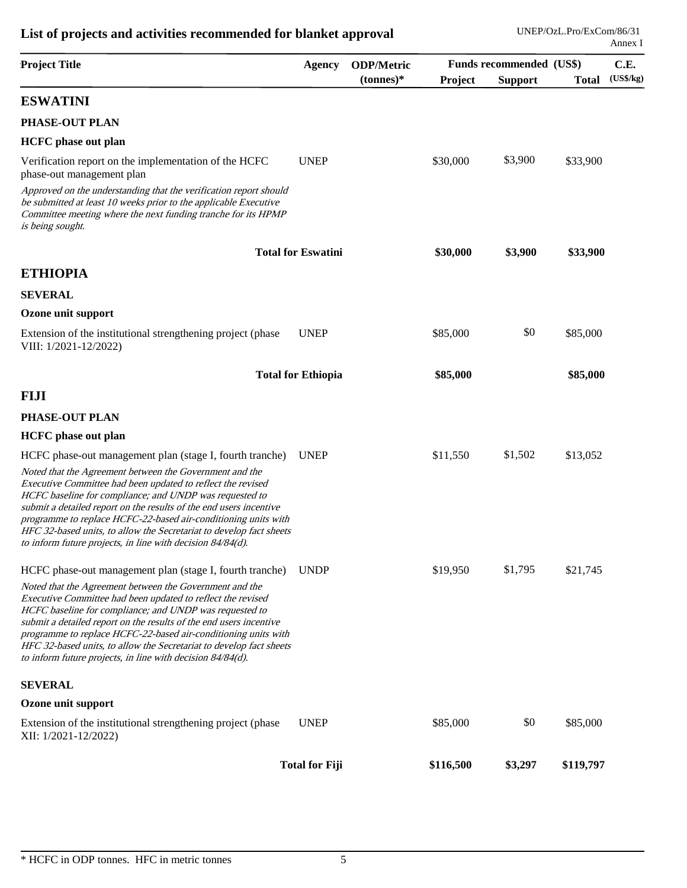## List of projects and activities recommended for blanket approval

| Project Title | Agency | ODP/Metric (tonnes)* | Funds recommended (US$) Project | Support | Total | C.E. (US$/kg) |
|---|---|---|---|---|---|---|
| **ESWATINI** | | | | | | |
| **PHASE-OUT PLAN** | | | | | | |
| **HCFC phase out plan** | | | | | | |
| Verification report on the implementation of the HCFC phase-out management plan | UNEP | | $30,000 | $3,900 | $33,900 | |
| *Approved on the understanding that the verification report should be submitted at least 10 weeks prior to the applicable Executive Committee meeting where the next funding tranche for its HPMP is being sought.* | | | | | | |
| **Total for Eswatini** | | | **$30,000** | **$3,900** | **$33,900** | |
| **ETHIOPIA** | | | | | | |
| **SEVERAL** | | | | | | |
| **Ozone unit support** | | | | | | |
| Extension of the institutional strengthening project (phase VIII: 1/2021-12/2022) | UNEP | | $85,000 | $0 | $85,000 | |
| **Total for Ethiopia** | | | **$85,000** | | **$85,000** | |
| **FIJI** | | | | | | |
| **PHASE-OUT PLAN** | | | | | | |
| **HCFC phase out plan** | | | | | | |
| HCFC phase-out management plan (stage I, fourth tranche) | UNEP | | $11,550 | $1,502 | $13,052 | |
| *Noted that the Agreement between the Government and the Executive Committee had been updated to reflect the revised HCFC baseline for compliance; and UNDP was requested to submit a detailed report on the results of the end users incentive programme to replace HCFC-22-based air-conditioning units with HFC 32-based units, to allow the Secretariat to develop fact sheets to inform future projects, in line with decision 84/84(d).* | | | | | | |
| HCFC phase-out management plan (stage I, fourth tranche) | UNDP | | $19,950 | $1,795 | $21,745 | |
| *Noted that the Agreement between the Government and the Executive Committee had been updated to reflect the revised HCFC baseline for compliance; and UNDP was requested to submit a detailed report on the results of the end users incentive programme to replace HCFC-22-based air-conditioning units with HFC 32-based units, to allow the Secretariat to develop fact sheets to inform future projects, in line with decision 84/84(d).* | | | | | | |
| **SEVERAL** | | | | | | |
| **Ozone unit support** | | | | | | |
| Extension of the institutional strengthening project (phase XII: 1/2021-12/2022) | UNEP | | $85,000 | $0 | $85,000 | |
| **Total for Fiji** | | | **$116,500** | **$3,297** | **$119,797** | |

\* HCFC in ODP tonnes. HFC in metric tonnes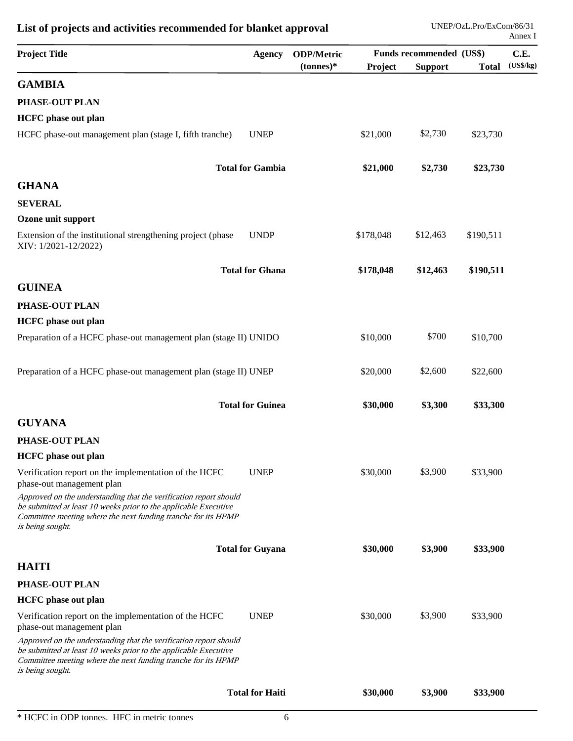## List of projects and activities recommended for blanket approval

| Project Title | Agency | ODP/Metric (tonnes)* | Funds recommended (US$) Project | Support | Total | C.E. (US$/kg) |
|---|---|---|---|---|---|---|
| **GAMBIA** | | | | | | |
| **PHASE-OUT PLAN** | | | | | | |
| **HCFC phase out plan** | | | | | | |
| HCFC phase-out management plan (stage I, fifth tranche) | UNEP | | $21,000 | $2,730 | $23,730 | |
| **Total for Gambia** | | | **$21,000** | **$2,730** | **$23,730** | |
| **GHANA** | | | | | | |
| **SEVERAL** | | | | | | |
| **Ozone unit support** | | | | | | |
| Extension of the institutional strengthening project (phase XIV: 1/2021-12/2022) | UNDP | | $178,048 | $12,463 | $190,511 | |
| **Total for Ghana** | | | **$178,048** | **$12,463** | **$190,511** | |
| **GUINEA** | | | | | | |
| **PHASE-OUT PLAN** | | | | | | |
| **HCFC phase out plan** | | | | | | |
| Preparation of a HCFC phase-out management plan (stage II) | UNIDO | | $10,000 | $700 | $10,700 | |
| Preparation of a HCFC phase-out management plan (stage II) | UNEP | | $20,000 | $2,600 | $22,600 | |
| **Total for Guinea** | | | **$30,000** | **$3,300** | **$33,300** | |
| **GUYANA** | | | | | | |
| **PHASE-OUT PLAN** | | | | | | |
| **HCFC phase out plan** | | | | | | |
| Verification report on the implementation of the HCFC phase-out management plan<br>*Approved on the understanding that the verification report should be submitted at least 10 weeks prior to the applicable Executive Committee meeting where the next funding tranche for its HPMP is being sought.* | UNEP | | $30,000 | $3,900 | $33,900 | |
| **Total for Guyana** | | | **$30,000** | **$3,900** | **$33,900** | |
| **HAITI** | | | | | | |
| **PHASE-OUT PLAN** | | | | | | |
| **HCFC phase out plan** | | | | | | |
| Verification report on the implementation of the HCFC phase-out management plan<br>*Approved on the understanding that the verification report should be submitted at least 10 weeks prior to the applicable Executive Committee meeting where the next funding tranche for its HPMP is being sought.* | UNEP | | $30,000 | $3,900 | $33,900 | |
| **Total for Haiti** | | | **$30,000** | **$3,900** | **$33,900** | |

* HCFC in ODP tonnes. HFC in metric tonnes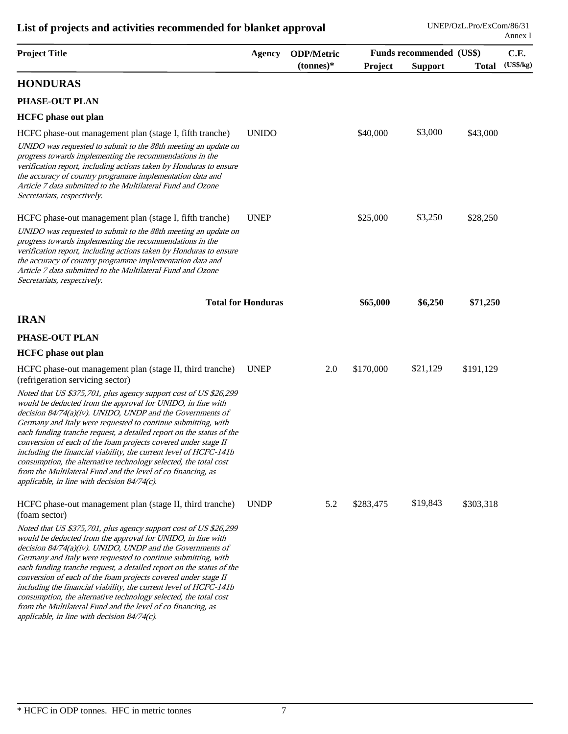## List of projects and activities recommended for blanket approval

| Project Title | Agency | ODP/Metric (tonnes)* | Funds recommended (US$) Project | Support | Total | C.E. (US$/kg) |
|---|---|---|---|---|---|---|
| **HONDURAS** | | | | | | |
| **PHASE-OUT PLAN** | | | | | | |
| **HCFC phase out plan** | | | | | | |
| HCFC phase-out management plan (stage I, fifth tranche)<br>*UNIDO was requested to submit to the 88th meeting an update on progress towards implementing the recommendations in the verification report, including actions taken by Honduras to ensure the accuracy of country programme implementation data and Article 7 data submitted to the Multilateral Fund and Ozone Secretariats, respectively.* | UNIDO | | $40,000 | $3,000 | $43,000 | |
| HCFC phase-out management plan (stage I, fifth tranche)<br>*UNIDO was requested to submit to the 88th meeting an update on progress towards implementing the recommendations in the verification report, including actions taken by Honduras to ensure the accuracy of country programme implementation data and Article 7 data submitted to the Multilateral Fund and Ozone Secretariats, respectively.* | UNEP | | $25,000 | $3,250 | $28,250 | |
| **Total for Honduras** | | | **$65,000** | **$6,250** | **$71,250** | |
| **IRAN** | | | | | | |
| **PHASE-OUT PLAN** | | | | | | |
| **HCFC phase out plan** | | | | | | |
| HCFC phase-out management plan (stage II, third tranche) (refrigeration servicing sector)<br>*Noted that US $375,701, plus agency support cost of US $26,299 would be deducted from the approval for UNIDO, in line with decision 84/74(a)(iv). UNIDO, UNDP and the Governments of Germany and Italy were requested to continue submitting, with each funding tranche request, a detailed report on the status of the conversion of each of the foam projects covered under stage II including the financial viability, the current level of HCFC-141b consumption, the alternative technology selected, the total cost from the Multilateral Fund and the level of co financing, as applicable, in line with decision 84/74(c).* | UNEP | 2.0 | $170,000 | $21,129 | $191,129 | |
| HCFC phase-out management plan (stage II, third tranche) (foam sector)<br>*Noted that US $375,701, plus agency support cost of US $26,299 would be deducted from the approval for UNIDO, in line with decision 84/74(a)(iv). UNIDO, UNDP and the Governments of Germany and Italy were requested to continue submitting, with each funding tranche request, a detailed report on the status of the conversion of each of the foam projects covered under stage II including the financial viability, the current level of HCFC-141b consumption, the alternative technology selected, the total cost from the Multilateral Fund and the level of co financing, as applicable, in line with decision 84/74(c).* | UNDP | 5.2 | $283,475 | $19,843 | $303,318 | |

\* HCFC in ODP tonnes. HFC in metric tonnes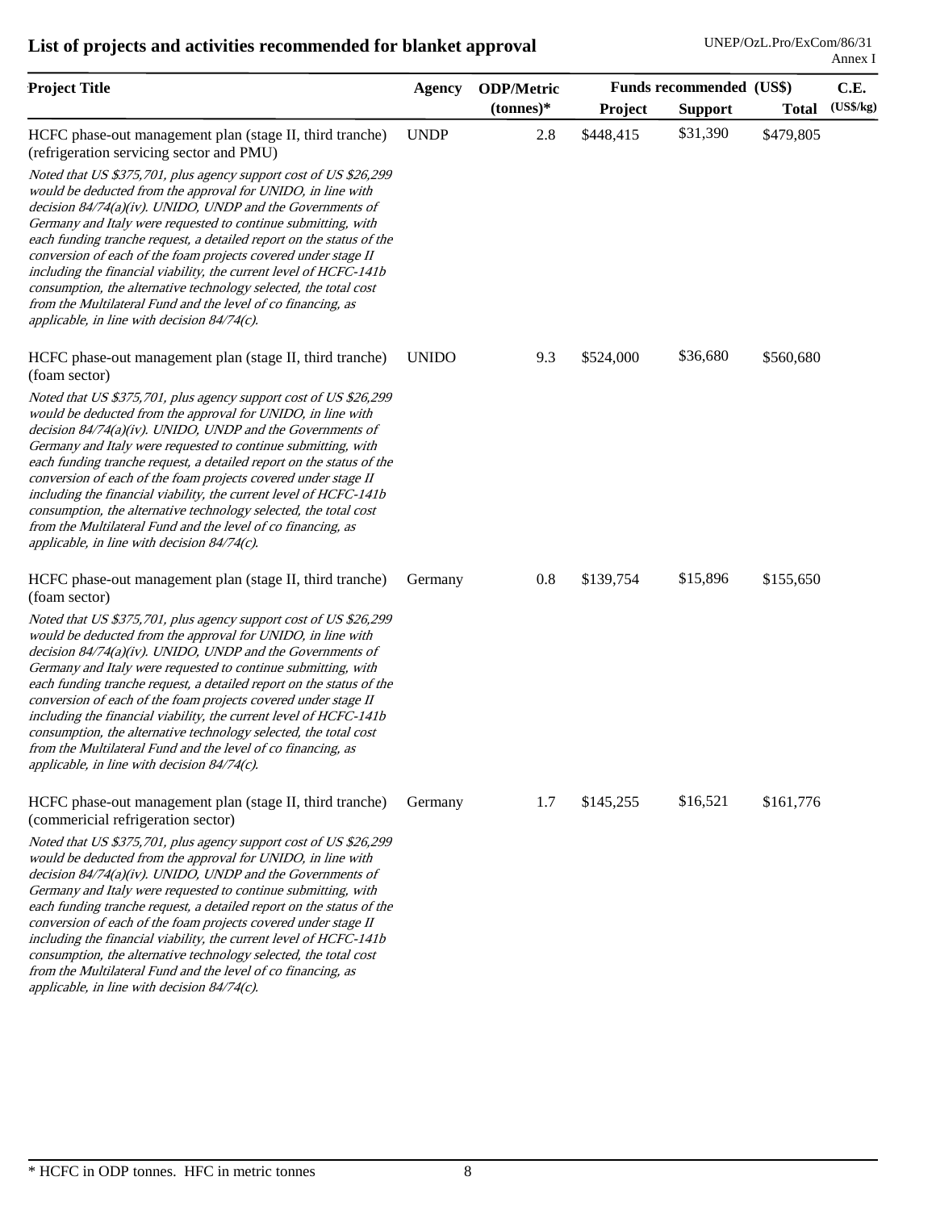## List of projects and activities recommended for blanket approval

| Project Title | Agency | ODP/Metric (tonnes)* | Funds recommended (US$) Project | Support | Total | C.E. (US$/kg) |
|---|---|---|---|---|---|---|
| HCFC phase-out management plan (stage II, third tranche) (refrigeration servicing sector and PMU) | UNDP | 2.8 | $448,415 | $31,390 | $479,805 | |
| *Noted that US $375,701, plus agency support cost of US $26,299 would be deducted from the approval for UNIDO, in line with decision 84/74(a)(iv). UNIDO, UNDP and the Governments of Germany and Italy were requested to continue submitting, with each funding tranche request, a detailed report on the status of the conversion of each of the foam projects covered under stage II including the financial viability, the current level of HCFC-141b consumption, the alternative technology selected, the total cost from the Multilateral Fund and the level of co financing, as applicable, in line with decision 84/74(c).* | | | | | | |
| HCFC phase-out management plan (stage II, third tranche) (foam sector) | UNIDO | 9.3 | $524,000 | $36,680 | $560,680 | |
| *Noted that US $375,701, plus agency support cost of US $26,299 would be deducted from the approval for UNIDO, in line with decision 84/74(a)(iv). UNIDO, UNDP and the Governments of Germany and Italy were requested to continue submitting, with each funding tranche request, a detailed report on the status of the conversion of each of the foam projects covered under stage II including the financial viability, the current level of HCFC-141b consumption, the alternative technology selected, the total cost from the Multilateral Fund and the level of co financing, as applicable, in line with decision 84/74(c).* | | | | | | |
| HCFC phase-out management plan (stage II, third tranche) (foam sector) | Germany | 0.8 | $139,754 | $15,896 | $155,650 | |
| *Noted that US $375,701, plus agency support cost of US $26,299 would be deducted from the approval for UNIDO, in line with decision 84/74(a)(iv). UNIDO, UNDP and the Governments of Germany and Italy were requested to continue submitting, with each funding tranche request, a detailed report on the status of the conversion of each of the foam projects covered under stage II including the financial viability, the current level of HCFC-141b consumption, the alternative technology selected, the total cost from the Multilateral Fund and the level of co financing, as applicable, in line with decision 84/74(c).* | | | | | | |
| HCFC phase-out management plan (stage II, third tranche) (commericial refrigeration sector) | Germany | 1.7 | $145,255 | $16,521 | $161,776 | |
| *Noted that US $375,701, plus agency support cost of US $26,299 would be deducted from the approval for UNIDO, in line with decision 84/74(a)(iv). UNIDO, UNDP and the Governments of Germany and Italy were requested to continue submitting, with each funding tranche request, a detailed report on the status of the conversion of each of the foam projects covered under stage II including the financial viability, the current level of HCFC-141b consumption, the alternative technology selected, the total cost from the Multilateral Fund and the level of co financing, as applicable, in line with decision 84/74(c).* | | | | | | |

\* HCFC in ODP tonnes. HFC in metric tonnes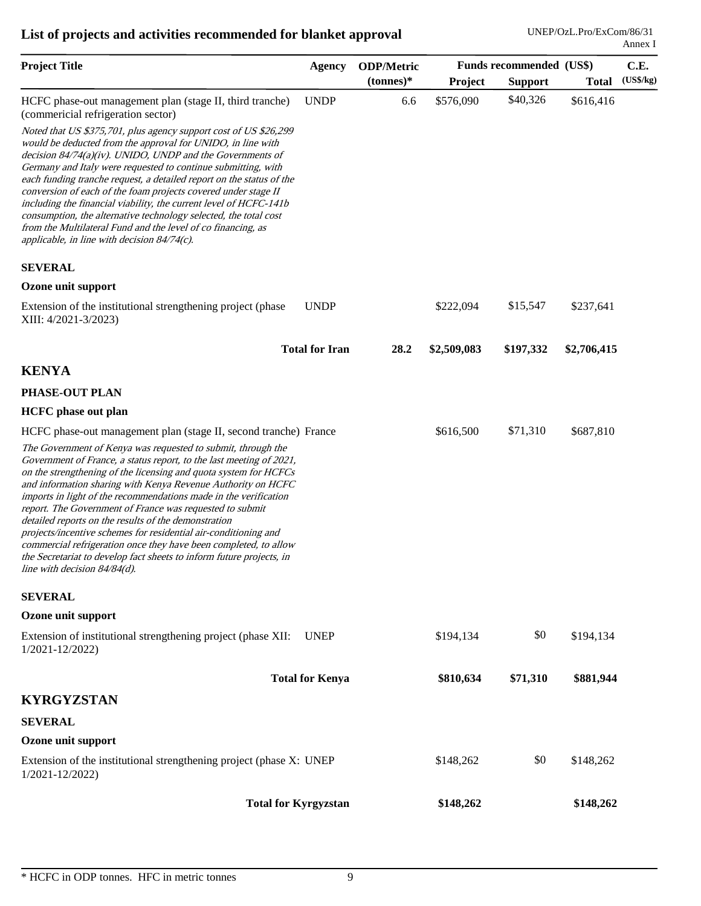## List of projects and activities recommended for blanket approval

| Project Title | Agency | ODP/Metric (tonnes)* | Funds recommended (US$) Project | Support | Total | C.E. (US$/kg) |
|---|---|---|---|---|---|---|
| HCFC phase-out management plan (stage II, third tranche) (commericial refrigeration sector) | UNDP | 6.6 | $576,090 | $40,326 | $616,416 | |
| *Noted that US $375,701, plus agency support cost of US $26,299 would be deducted from the approval for UNIDO, in line with decision 84/74(a)(iv). UNIDO, UNDP and the Governments of Germany and Italy were requested to continue submitting, with each funding tranche request, a detailed report on the status of the conversion of each of the foam projects covered under stage II including the financial viability, the current level of HCFC-141b consumption, the alternative technology selected, the total cost from the Multilateral Fund and the level of co financing, as applicable, in line with decision 84/74(c).* | | | | | | |
| **SEVERAL** | | | | | | |
| **Ozone unit support** | | | | | | |
| Extension of the institutional strengthening project (phase XIII: 4/2021-3/2023) | UNDP | | $222,094 | $15,547 | $237,641 | |
| **Total for Iran** | | **28.2** | **$2,509,083** | **$197,332** | **$2,706,415** | |
| **KENYA** | | | | | | |
| **PHASE-OUT PLAN** | | | | | | |
| **HCFC phase out plan** | | | | | | |
| HCFC phase-out management plan (stage II, second tranche) | France | | $616,500 | $71,310 | $687,810 | |
| *The Government of Kenya was requested to submit, through the Government of France, a status report, to the last meeting of 2021, on the strengthening of the licensing and quota system for HCFCs and information sharing with Kenya Revenue Authority on HCFC imports in light of the recommendations made in the verification report. The Government of France was requested to submit detailed reports on the results of the demonstration projects/incentive schemes for residential air-conditioning and commercial refrigeration once they have been completed, to allow the Secretariat to develop fact sheets to inform future projects, in line with decision 84/84(d).* | | | | | | |
| **SEVERAL** | | | | | | |
| **Ozone unit support** | | | | | | |
| Extension of institutional strengthening project (phase XII: 1/2021-12/2022) | UNEP | | $194,134 | $0 | $194,134 | |
| **Total for Kenya** | | | **$810,634** | **$71,310** | **$881,944** | |
| **KYRGYZSTAN** | | | | | | |
| **SEVERAL** | | | | | | |
| **Ozone unit support** | | | | | | |
| Extension of the institutional strengthening project (phase X: 1/2021-12/2022) | UNEP | | $148,262 | $0 | $148,262 | |
| **Total for Kyrgyzstan** | | | **$148,262** | | **$148,262** | |

\* HCFC in ODP tonnes. HFC in metric tonnes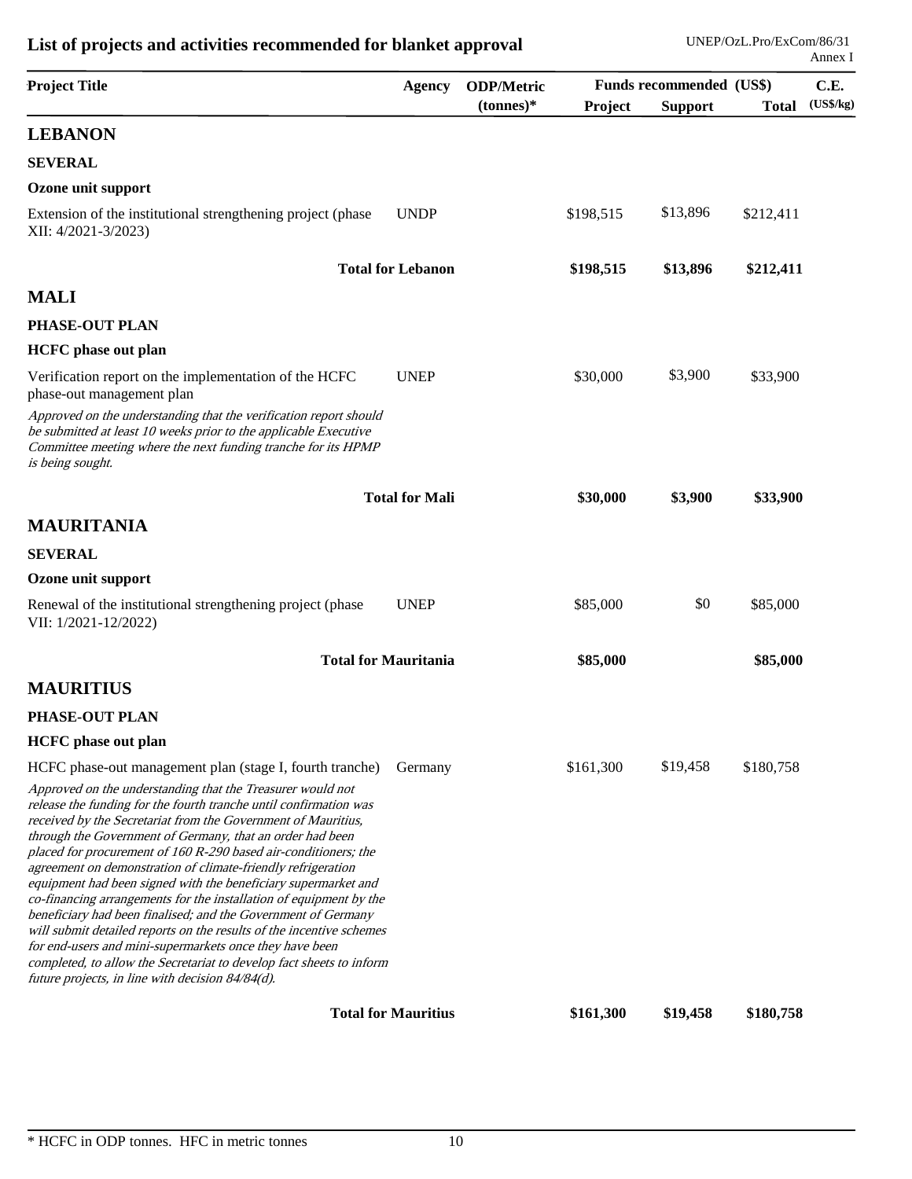# List of projects and activities recommended for blanket approval

| Project Title | Agency | ODP/Metric (tonnes)* | Funds recommended (US$) Project | Support | Total | C.E. (US$/kg) |
|---|---|---|---|---|---|---|
| **LEBANON** | | | | | | |
| **SEVERAL** | | | | | | |
| **Ozone unit support** | | | | | | |
| Extension of the institutional strengthening project (phase XII: 4/2021-3/2023) | UNDP | | $198,515 | $13,896 | $212,411 | |
| **Total for Lebanon** | | | **$198,515** | **$13,896** | **$212,411** | |
| **MALI** | | | | | | |
| **PHASE-OUT PLAN** | | | | | | |
| **HCFC phase out plan** | | | | | | |
| Verification report on the implementation of the HCFC phase-out management plan<br>*Approved on the understanding that the verification report should be submitted at least 10 weeks prior to the applicable Executive Committee meeting where the next funding tranche for its HPMP is being sought.* | UNEP | | $30,000 | $3,900 | $33,900 | |
| **Total for Mali** | | | **$30,000** | **$3,900** | **$33,900** | |
| **MAURITANIA** | | | | | | |
| **SEVERAL** | | | | | | |
| **Ozone unit support** | | | | | | |
| Renewal of the institutional strengthening project (phase VII: 1/2021-12/2022) | UNEP | | $85,000 | $0 | $85,000 | |
| **Total for Mauritania** | | | **$85,000** | | **$85,000** | |
| **MAURITIUS** | | | | | | |
| **PHASE-OUT PLAN** | | | | | | |
| **HCFC phase out plan** | | | | | | |
| HCFC phase-out management plan (stage I, fourth tranche)<br>*Approved on the understanding that the Treasurer would not release the funding for the fourth tranche until confirmation was received by the Secretariat from the Government of Mauritius, through the Government of Germany, that an order had been placed for procurement of 160 R-290 based air-conditioners; the agreement on demonstration of climate-friendly refrigeration equipment had been signed with the beneficiary supermarket and co-financing arrangements for the installation of equipment by the beneficiary had been finalised; and the Government of Germany will submit detailed reports on the results of the incentive schemes for end-users and mini-supermarkets once they have been completed, to allow the Secretariat to develop fact sheets to inform future projects, in line with decision 84/84(d).* | Germany | | $161,300 | $19,458 | $180,758 | |
| **Total for Mauritius** | | | **$161,300** | **$19,458** | **$180,758** | |

\* HCFC in ODP tonnes. HFC in metric tonnes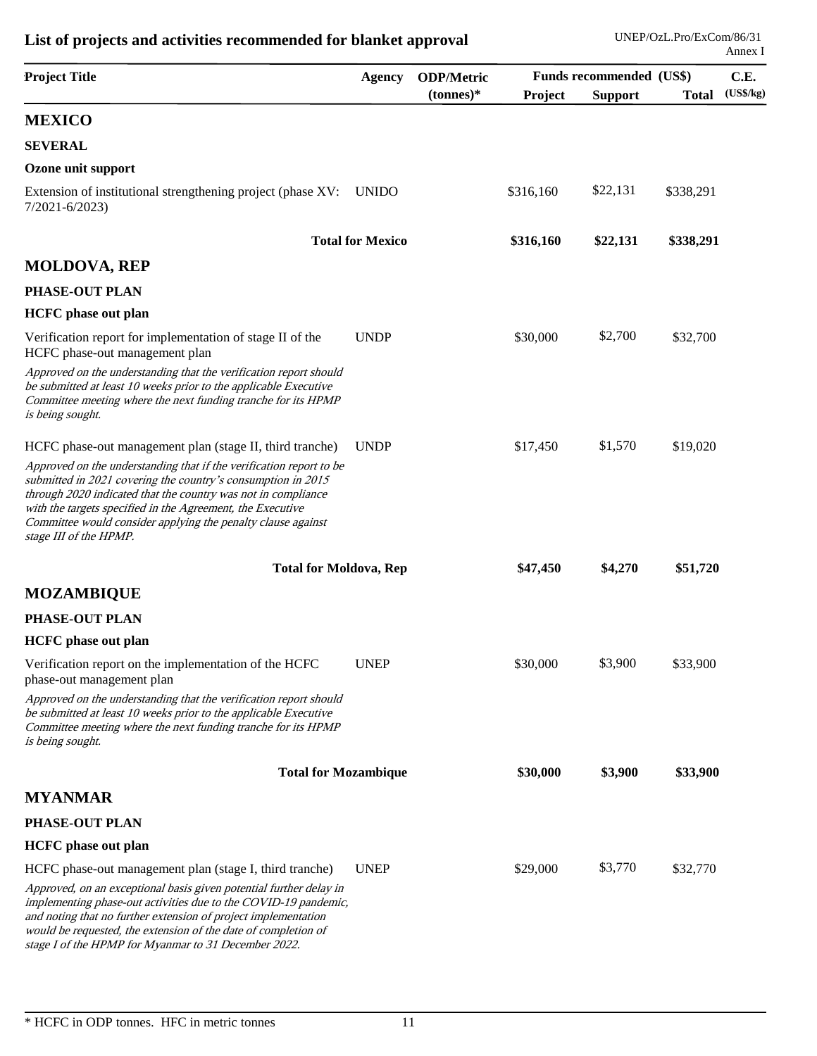## List of projects and activities recommended for blanket approval

| Project Title | Agency | ODP/Metric (tonnes)* | Funds recommended (US$) Project | Support | Total | C.E. (US$/kg) |
|---|---|---|---|---|---|---|
| **MEXICO** | | | | | | |
| **SEVERAL** | | | | | | |
| **Ozone unit support** | | | | | | |
| Extension of institutional strengthening project (phase XV: 7/2021-6/2023) | UNIDO | | $316,160 | $22,131 | $338,291 | |
| **Total for Mexico** | | | **$316,160** | **$22,131** | **$338,291** | |
| **MOLDOVA, REP** | | | | | | |
| **PHASE-OUT PLAN** | | | | | | |
| **HCFC phase out plan** | | | | | | |
| Verification report for implementation of stage II of the HCFC phase-out management plan | UNDP | | $30,000 | $2,700 | $32,700 | |
| *Approved on the understanding that the verification report should be submitted at least 10 weeks prior to the applicable Executive Committee meeting where the next funding tranche for its HPMP is being sought.* | | | | | | |
| HCFC phase-out management plan (stage II, third tranche) | UNDP | | $17,450 | $1,570 | $19,020 | |
| *Approved on the understanding that if the verification report to be submitted in 2021 covering the country's consumption in 2015 through 2020 indicated that the country was not in compliance with the targets specified in the Agreement, the Executive Committee would consider applying the penalty clause against stage III of the HPMP.* | | | | | | |
| **Total for Moldova, Rep** | | | **$47,450** | **$4,270** | **$51,720** | |
| **MOZAMBIQUE** | | | | | | |
| **PHASE-OUT PLAN** | | | | | | |
| **HCFC phase out plan** | | | | | | |
| Verification report on the implementation of the HCFC phase-out management plan | UNEP | | $30,000 | $3,900 | $33,900 | |
| *Approved on the understanding that the verification report should be submitted at least 10 weeks prior to the applicable Executive Committee meeting where the next funding tranche for its HPMP is being sought.* | | | | | | |
| **Total for Mozambique** | | | **$30,000** | **$3,900** | **$33,900** | |
| **MYANMAR** | | | | | | |
| **PHASE-OUT PLAN** | | | | | | |
| **HCFC phase out plan** | | | | | | |
| HCFC phase-out management plan (stage I, third tranche) | UNEP | | $29,000 | $3,770 | $32,770 | |
| *Approved, on an exceptional basis given potential further delay in implementing phase-out activities due to the COVID-19 pandemic, and noting that no further extension of project implementation would be requested, the extension of the date of completion of stage I of the HPMP for Myanmar to 31 December 2022.* | | | | | | |

\* HCFC in ODP tonnes. HFC in metric tonnes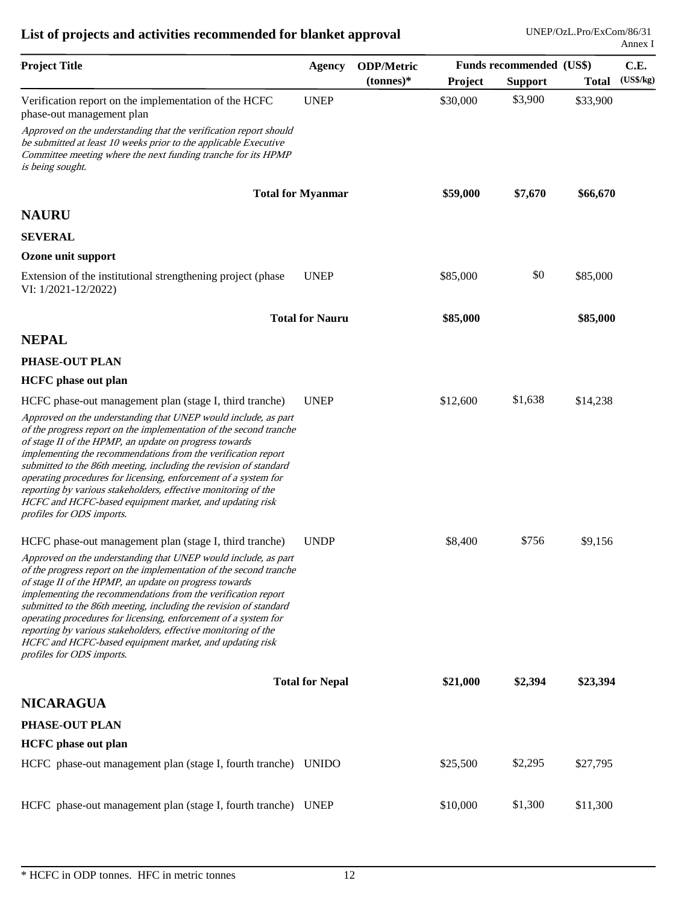## List of projects and activities recommended for blanket approval

| Project Title | Agency | ODP/Metric (tonnes)* | Funds recommended (US$) Project | Support | Total | C.E. (US$/kg) |
|---|---|---|---|---|---|---|
| Verification report on the implementation of the HCFC phase-out management plan | UNEP | | $30,000 | $3,900 | $33,900 | |
| *Approved on the understanding that the verification report should be submitted at least 10 weeks prior to the applicable Executive Committee meeting where the next funding tranche for its HPMP is being sought.* | | | | | | |
| **Total for Myanmar** | | | **$59,000** | **$7,670** | **$66,670** | |
| **NAURU** | | | | | | |
| **SEVERAL** | | | | | | |
| **Ozone unit support** | | | | | | |
| Extension of the institutional strengthening project (phase VI: 1/2021-12/2022) | UNEP | | $85,000 | $0 | $85,000 | |
| **Total for Nauru** | | | **$85,000** | | **$85,000** | |
| **NEPAL** | | | | | | |
| **PHASE-OUT PLAN** | | | | | | |
| **HCFC phase out plan** | | | | | | |
| HCFC phase-out management plan (stage I, third tranche) | UNEP | | $12,600 | $1,638 | $14,238 | |
| *Approved on the understanding that UNEP would include, as part of the progress report on the implementation of the second tranche of stage II of the HPMP, an update on progress towards implementing the recommendations from the verification report submitted to the 86th meeting, including the revision of standard operating procedures for licensing, enforcement of a system for reporting by various stakeholders, effective monitoring of the HCFC and HCFC-based equipment market, and updating risk profiles for ODS imports.* | | | | | | |
| HCFC phase-out management plan (stage I, third tranche) | UNDP | | $8,400 | $756 | $9,156 | |
| *Approved on the understanding that UNEP would include, as part of the progress report on the implementation of the second tranche of stage II of the HPMP, an update on progress towards implementing the recommendations from the verification report submitted to the 86th meeting, including the revision of standard operating procedures for licensing, enforcement of a system for reporting by various stakeholders, effective monitoring of the HCFC and HCFC-based equipment market, and updating risk profiles for ODS imports.* | | | | | | |
| **Total for Nepal** | | | **$21,000** | **$2,394** | **$23,394** | |
| **NICARAGUA** | | | | | | |
| **PHASE-OUT PLAN** | | | | | | |
| **HCFC phase out plan** | | | | | | |
| HCFC phase-out management plan (stage I, fourth tranche) | UNIDO | | $25,500 | $2,295 | $27,795 | |
| HCFC phase-out management plan (stage I, fourth tranche) | UNEP | | $10,000 | $1,300 | $11,300 | |

\* HCFC in ODP tonnes. HFC in metric tonnes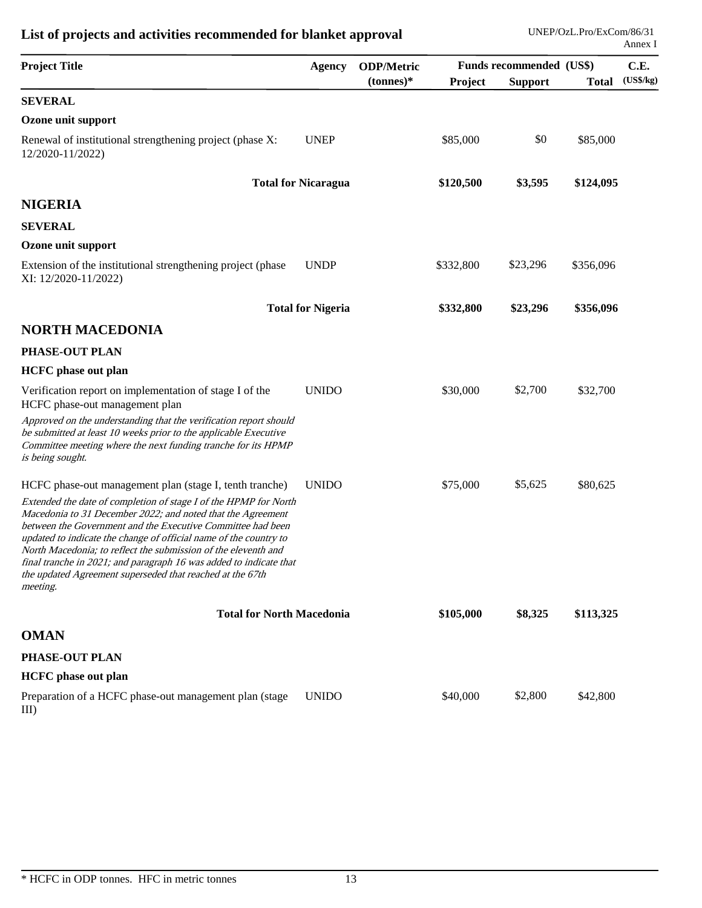## List of projects and activities recommended for blanket approval

| Project Title | Agency | ODP/Metric (tonnes)* | Funds recommended (US$) | | | C.E. (US$/kg) |
|---|---|---|---|---|---|---|
| | | | Project | Support | Total | |
| **SEVERAL** | | | | | | |
| **Ozone unit support** | | | | | | |
| Renewal of institutional strengthening project (phase X: 12/2020-11/2022) | UNEP | | $85,000 | $0 | $85,000 | |
| **Total for Nicaragua** | | | **$120,500** | **$3,595** | **$124,095** | |
| **NIGERIA** | | | | | | |
| **SEVERAL** | | | | | | |
| **Ozone unit support** | | | | | | |
| Extension of the institutional strengthening project (phase XI: 12/2020-11/2022) | UNDP | | $332,800 | $23,296 | $356,096 | |
| **Total for Nigeria** | | | **$332,800** | **$23,296** | **$356,096** | |
| **NORTH MACEDONIA** | | | | | | |
| **PHASE-OUT PLAN** | | | | | | |
| **HCFC phase out plan** | | | | | | |
| Verification report on implementation of stage I of the HCFC phase-out management plan<br>*Approved on the understanding that the verification report should be submitted at least 10 weeks prior to the applicable Executive Committee meeting where the next funding tranche for its HPMP is being sought.* | UNIDO | | $30,000 | $2,700 | $32,700 | |
| HCFC phase-out management plan (stage I, tenth tranche)<br>*Extended the date of completion of stage I of the HPMP for North Macedonia to 31 December 2022; and noted that the Agreement between the Government and the Executive Committee had been updated to indicate the change of official name of the country to North Macedonia; to reflect the submission of the eleventh and final tranche in 2021; and paragraph 16 was added to indicate that the updated Agreement superseded that reached at the 67th meeting.* | UNIDO | | $75,000 | $5,625 | $80,625 | |
| **Total for North Macedonia** | | | **$105,000** | **$8,325** | **$113,325** | |
| **OMAN** | | | | | | |
| **PHASE-OUT PLAN** | | | | | | |
| **HCFC phase out plan** | | | | | | |
| Preparation of a HCFC phase-out management plan (stage III) | UNIDO | | $40,000 | $2,800 | $42,800 | |

\* HCFC in ODP tonnes. HFC in metric tonnes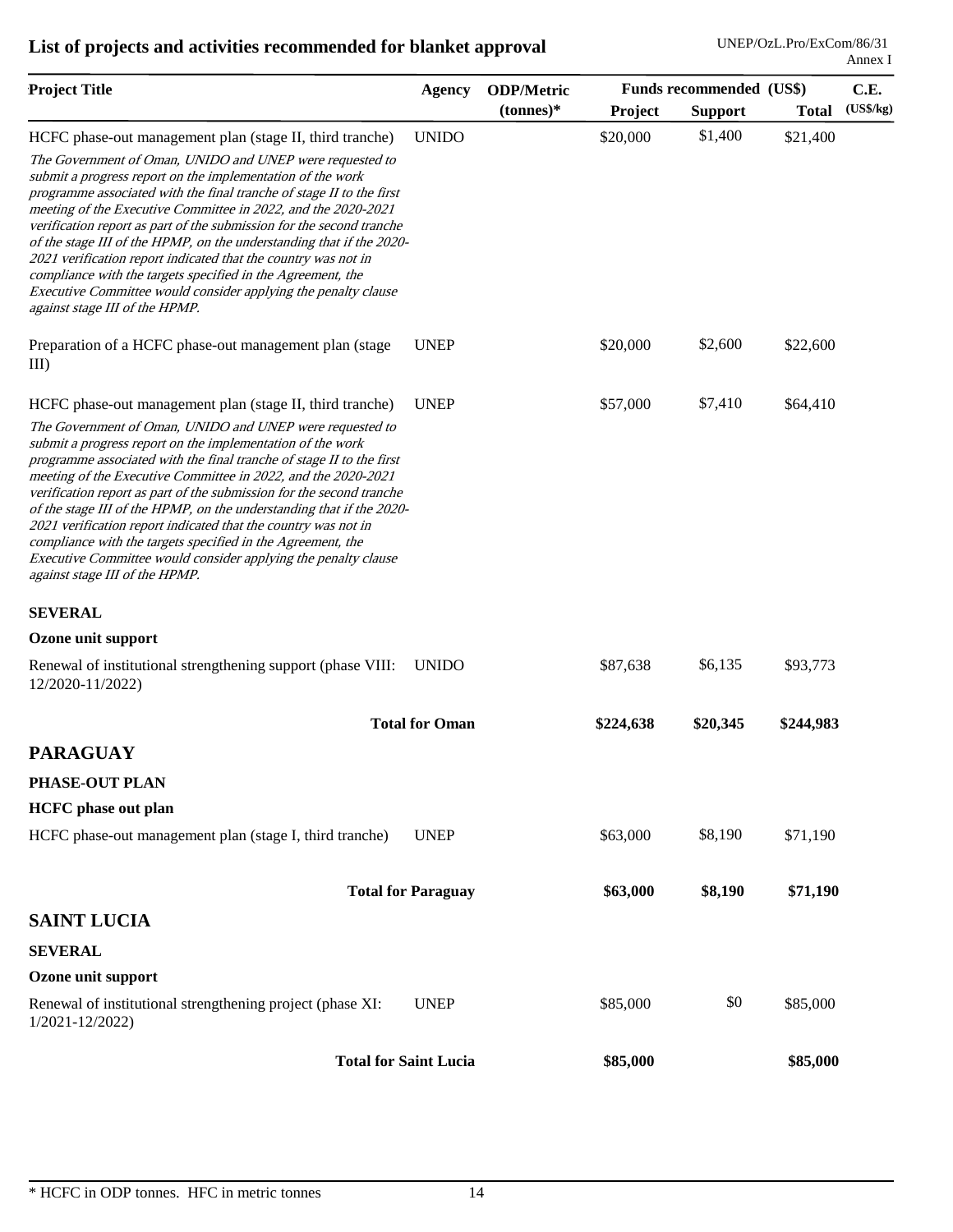## List of projects and activities recommended for blanket approval

| Project Title | Agency | ODP/Metric (tonnes)* | Funds recommended (US$) Project | Support | Total | C.E. (US$/kg) |
|---|---|---|---|---|---|---|
| HCFC phase-out management plan (stage II, third tranche) | UNIDO | | $20,000 | $1,400 | $21,400 | |
| *The Government of Oman, UNIDO and UNEP were requested to submit a progress report on the implementation of the work programme associated with the final tranche of stage II to the first meeting of the Executive Committee in 2022, and the 2020-2021 verification report as part of the submission for the second tranche of the stage III of the HPMP, on the understanding that if the 2020-2021 verification report indicated that the country was not in compliance with the targets specified in the Agreement, the Executive Committee would consider applying the penalty clause against stage III of the HPMP.* | | | | | | |
| Preparation of a HCFC phase-out management plan (stage III) | UNEP | | $20,000 | $2,600 | $22,600 | |
| HCFC phase-out management plan (stage II, third tranche) | UNEP | | $57,000 | $7,410 | $64,410 | |
| *The Government of Oman, UNIDO and UNEP were requested to submit a progress report on the implementation of the work programme associated with the final tranche of stage II to the first meeting of the Executive Committee in 2022, and the 2020-2021 verification report as part of the submission for the second tranche of the stage III of the HPMP, on the understanding that if the 2020-2021 verification report indicated that the country was not in compliance with the targets specified in the Agreement, the Executive Committee would consider applying the penalty clause against stage III of the HPMP.* | | | | | | |
| **SEVERAL** | | | | | | |
| **Ozone unit support** | | | | | | |
| Renewal of institutional strengthening support (phase VIII: 12/2020-11/2022) | UNIDO | | $87,638 | $6,135 | $93,773 | |
| **Total for Oman** | | | **$224,638** | **$20,345** | **$244,983** | |
| **PARAGUAY** | | | | | | |
| **PHASE-OUT PLAN** | | | | | | |
| **HCFC phase out plan** | | | | | | |
| HCFC phase-out management plan (stage I, third tranche) | UNEP | | $63,000 | $8,190 | $71,190 | |
| **Total for Paraguay** | | | **$63,000** | **$8,190** | **$71,190** | |
| **SAINT LUCIA** | | | | | | |
| **SEVERAL** | | | | | | |
| **Ozone unit support** | | | | | | |
| Renewal of institutional strengthening project (phase XI: 1/2021-12/2022) | UNEP | | $85,000 | $0 | $85,000 | |
| **Total for Saint Lucia** | | | **$85,000** | | **$85,000** | |

\* HCFC in ODP tonnes. HFC in metric tonnes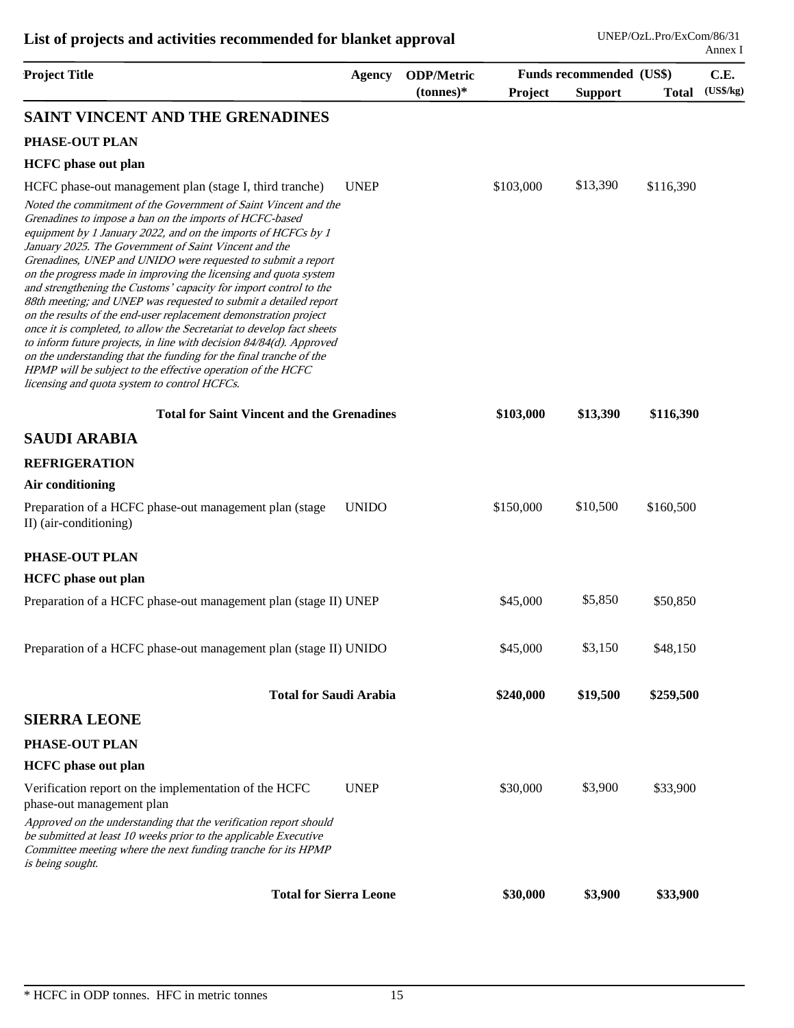# List of projects and activities recommended for blanket approval

| Project Title | Agency | ODP/Metric (tonnes)* | Funds recommended (US$) Project | Support | Total | C.E. (US$/kg) |
|---|---|---|---|---|---|---|
| **SAINT VINCENT AND THE GRENADINES** | | | | | | |
| **PHASE-OUT PLAN** | | | | | | |
| **HCFC phase out plan** | | | | | | |
| HCFC phase-out management plan (stage I, third tranche) | UNEP | | $103,000 | $13,390 | $116,390 | |
| *Noted the commitment of the Government of Saint Vincent and the Grenadines to impose a ban on the imports of HCFC-based equipment by 1 January 2022, and on the imports of HCFCs by 1 January 2025. The Government of Saint Vincent and the Grenadines, UNEP and UNIDO were requested to submit a report on the progress made in improving the licensing and quota system and strengthening the Customs' capacity for import control to the 88th meeting; and UNEP was requested to submit a detailed report on the results of the end-user replacement demonstration project once it is completed, to allow the Secretariat to develop fact sheets to inform future projects, in line with decision 84/84(d). Approved on the understanding that the funding for the final tranche of the HPMP will be subject to the effective operation of the HCFC licensing and quota system to control HCFCs.* | | | | | | |
| **Total for Saint Vincent and the Grenadines** | | | **$103,000** | **$13,390** | **$116,390** | |
| **SAUDI ARABIA** | | | | | | |
| **REFRIGERATION** | | | | | | |
| **Air conditioning** | | | | | | |
| Preparation of a HCFC phase-out management plan (stage II) (air-conditioning) | UNIDO | | $150,000 | $10,500 | $160,500 | |
| **PHASE-OUT PLAN** | | | | | | |
| **HCFC phase out plan** | | | | | | |
| Preparation of a HCFC phase-out management plan (stage II) | UNEP | | $45,000 | $5,850 | $50,850 | |
| Preparation of a HCFC phase-out management plan (stage II) | UNIDO | | $45,000 | $3,150 | $48,150 | |
| **Total for Saudi Arabia** | | | **$240,000** | **$19,500** | **$259,500** | |
| **SIERRA LEONE** | | | | | | |
| **PHASE-OUT PLAN** | | | | | | |
| **HCFC phase out plan** | | | | | | |
| Verification report on the implementation of the HCFC phase-out management plan | UNEP | | $30,000 | $3,900 | $33,900 | |
| *Approved on the understanding that the verification report should be submitted at least 10 weeks prior to the applicable Executive Committee meeting where the next funding tranche for its HPMP is being sought.* | | | | | | |
| **Total for Sierra Leone** | | | **$30,000** | **$3,900** | **$33,900** | |

\* HCFC in ODP tonnes. HFC in metric tonnes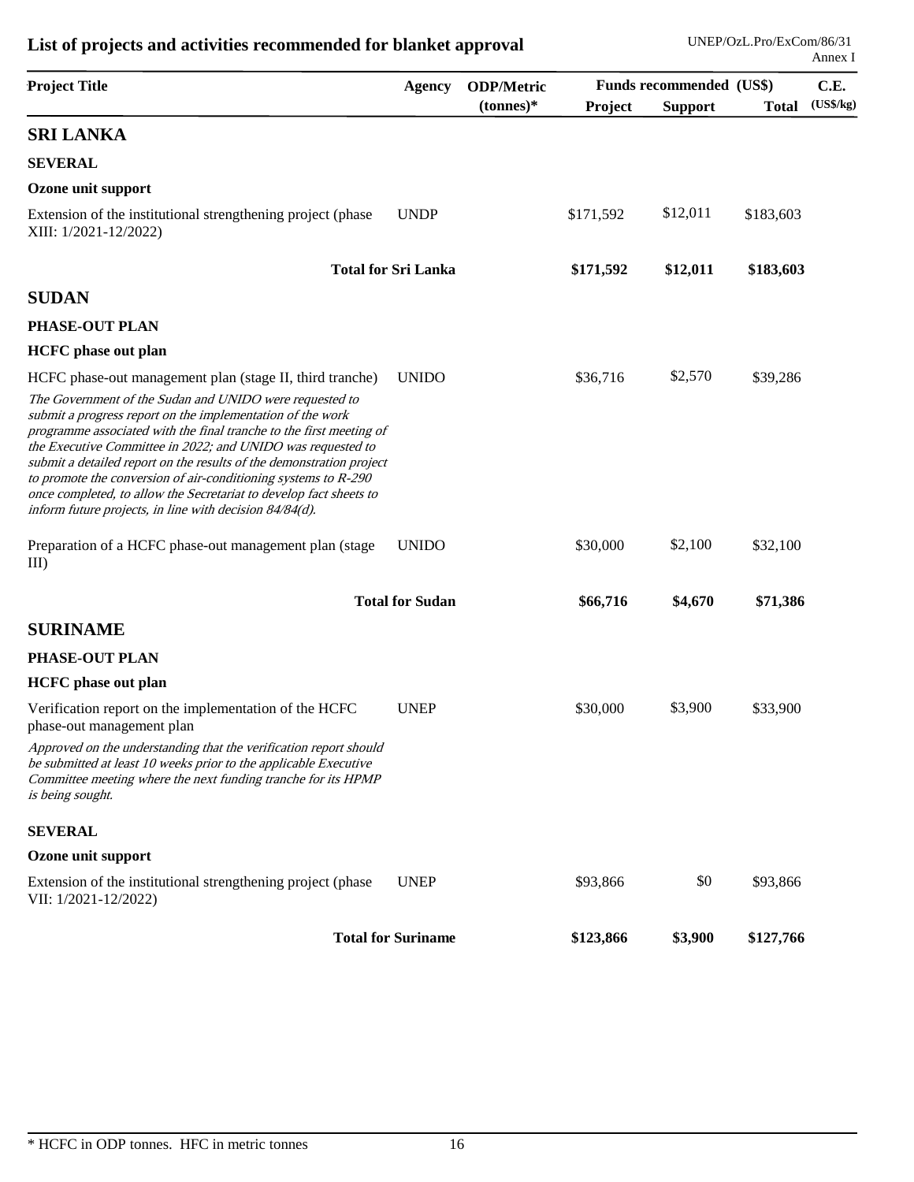# List of projects and activities recommended for blanket approval

| Project Title | Agency | ODP/Metric (tonnes)* | Funds recommended (US$) Project | Support | Total | C.E. (US$/kg) |
|---|---|---|---|---|---|---|
| **SRI LANKA** | | | | | | |
| **SEVERAL** | | | | | | |
| **Ozone unit support** | | | | | | |
| Extension of the institutional strengthening project (phase XIII: 1/2021-12/2022) | UNDP | | $171,592 | $12,011 | $183,603 | |
| **Total for Sri Lanka** | | | **$171,592** | **$12,011** | **$183,603** | |
| **SUDAN** | | | | | | |
| **PHASE-OUT PLAN** | | | | | | |
| **HCFC phase out plan** | | | | | | |
| HCFC phase-out management plan (stage II, third tranche) | UNIDO | | $36,716 | $2,570 | $39,286 | |
| *The Government of the Sudan and UNIDO were requested to submit a progress report on the implementation of the work programme associated with the final tranche to the first meeting of the Executive Committee in 2022; and UNIDO was requested to submit a detailed report on the results of the demonstration project to promote the conversion of air-conditioning systems to R-290 once completed, to allow the Secretariat to develop fact sheets to inform future projects, in line with decision 84/84(d).* | | | | | | |
| Preparation of a HCFC phase-out management plan (stage III) | UNIDO | | $30,000 | $2,100 | $32,100 | |
| **Total for Sudan** | | | **$66,716** | **$4,670** | **$71,386** | |
| **SURINAME** | | | | | | |
| **PHASE-OUT PLAN** | | | | | | |
| **HCFC phase out plan** | | | | | | |
| Verification report on the implementation of the HCFC phase-out management plan | UNEP | | $30,000 | $3,900 | $33,900 | |
| *Approved on the understanding that the verification report should be submitted at least 10 weeks prior to the applicable Executive Committee meeting where the next funding tranche for its HPMP is being sought.* | | | | | | |
| **SEVERAL** | | | | | | |
| **Ozone unit support** | | | | | | |
| Extension of the institutional strengthening project (phase VII: 1/2021-12/2022) | UNEP | | $93,866 | $0 | $93,866 | |
| **Total for Suriname** | | | **$123,866** | **$3,900** | **$127,766** | |

\* HCFC in ODP tonnes. HFC in metric tonnes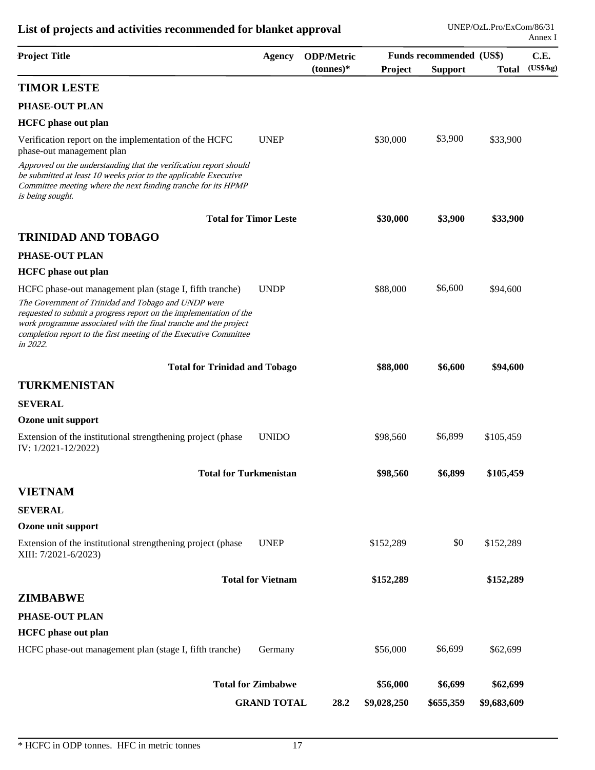## List of projects and activities recommended for blanket approval

| Project Title | Agency | ODP/Metric (tonnes)* | Funds recommended (US$) Project | Support | Total | C.E. (US$/kg) |
|---|---|---|---|---|---|---|
| **TIMOR LESTE** | | | | | | |
| **PHASE-OUT PLAN** | | | | | | |
| **HCFC phase out plan** | | | | | | |
| Verification report on the implementation of the HCFC phase-out management plan | UNEP | | $30,000 | $3,900 | $33,900 | |
| *Approved on the understanding that the verification report should be submitted at least 10 weeks prior to the applicable Executive Committee meeting where the next funding tranche for its HPMP is being sought.* | | | | | | |
| **Total for Timor Leste** | | | **$30,000** | **$3,900** | **$33,900** | |
| **TRINIDAD AND TOBAGO** | | | | | | |
| **PHASE-OUT PLAN** | | | | | | |
| **HCFC phase out plan** | | | | | | |
| HCFC phase-out management plan (stage I, fifth tranche) | UNDP | | $88,000 | $6,600 | $94,600 | |
| *The Government of Trinidad and Tobago and UNDP were requested to submit a progress report on the implementation of the work programme associated with the final tranche and the project completion report to the first meeting of the Executive Committee in 2022.* | | | | | | |
| **Total for Trinidad and Tobago** | | | **$88,000** | **$6,600** | **$94,600** | |
| **TURKMENISTAN** | | | | | | |
| **SEVERAL** | | | | | | |
| **Ozone unit support** | | | | | | |
| Extension of the institutional strengthening project (phase IV: 1/2021-12/2022) | UNIDO | | $98,560 | $6,899 | $105,459 | |
| **Total for Turkmenistan** | | | **$98,560** | **$6,899** | **$105,459** | |
| **VIETNAM** | | | | | | |
| **SEVERAL** | | | | | | |
| **Ozone unit support** | | | | | | |
| Extension of the institutional strengthening project (phase XIII: 7/2021-6/2023) | UNEP | | $152,289 | $0 | $152,289 | |
| **Total for Vietnam** | | | **$152,289** | | **$152,289** | |
| **ZIMBABWE** | | | | | | |
| **PHASE-OUT PLAN** | | | | | | |
| **HCFC phase out plan** | | | | | | |
| HCFC phase-out management plan (stage I, fifth tranche) | Germany | | $56,000 | $6,699 | $62,699 | |
| **Total for Zimbabwe** | | | **$56,000** | **$6,699** | **$62,699** | |
| **GRAND TOTAL** | | **28.2** | **$9,028,250** | **$655,359** | **$9,683,609** | |

\* HCFC in ODP tonnes. HFC in metric tonnes